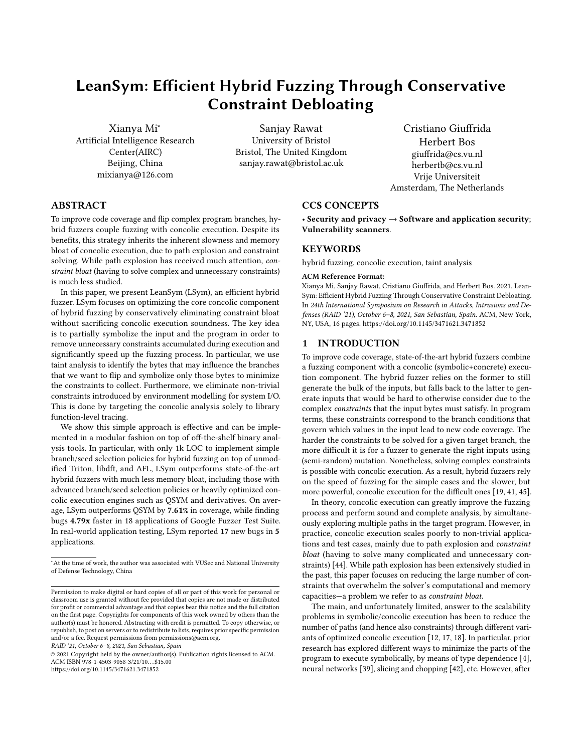# LeanSym: Efficient Hybrid Fuzzing Through Conservative Constraint Debloating

Xianya Mi*
Artificial Intelligence Research Center(AIRC)
Beijing, China
mixianya@126.com

Sanjay Rawat
University of Bristol
Bristol, The United Kingdom
sanjay.rawat@bristol.ac.uk

Cristiano Giuffrida
Herbert Bos
giuffrida@cs.vu.nl
herbertb@cs.vu.nl
Vrije Universiteit
Amsterdam, The Netherlands

## ABSTRACT

To improve code coverage and flip complex program branches, hybrid fuzzers couple fuzzing with concolic execution. Despite its benefits, this strategy inherits the inherent slowness and memory bloat of concolic execution, due to path explosion and constraint solving. While path explosion has received much attention, *constraint bloat* (having to solve complex and unnecessary constraints) is much less studied.

In this paper, we present LeanSym (LSym), an efficient hybrid fuzzer. LSym focuses on optimizing the core concolic component of hybrid fuzzing by conservatively eliminating constraint bloat without sacrificing concolic execution soundness. The key idea is to partially symbolize the input and the program in order to remove unnecessary constraints accumulated during execution and significantly speed up the fuzzing process. In particular, we use taint analysis to identify the bytes that may influence the branches that we want to flip and symbolize only those bytes to minimize the constraints to collect. Furthermore, we eliminate non-trivial constraints introduced by environment modelling for system I/O. This is done by targeting the concolic analysis solely to library function-level tracing.

We show this simple approach is effective and can be implemented in a modular fashion on top of off-the-shelf binary analysis tools. In particular, with only 1k LOC to implement simple branch/seed selection policies for hybrid fuzzing on top of unmodified Triton, libdft, and AFL, LSym outperforms state-of-the-art hybrid fuzzers with much less memory bloat, including those with advanced branch/seed selection policies or heavily optimized concolic execution engines such as QSYM and derivatives. On average, LSym outperforms QSYM by **7.61%** in coverage, while finding bugs **4.79x** faster in 18 applications of Google Fuzzer Test Suite. In real-world application testing, LSym reported **17** new bugs in **5** applications.

*At the time of work, the author was associated with VUSec and National University of Defense Technology, China

Permission to make digital or hard copies of all or part of this work for personal or classroom use is granted without fee provided that copies are not made or distributed for profit or commercial advantage and that copies bear this notice and the full citation on the first page. Copyrights for components of this work owned by others than the author(s) must be honored. Abstracting with credit is permitted. To copy otherwise, or republish, to post on servers or to redistribute to lists, requires prior specific permission and/or a fee. Request permissions from permissions@acm.org.
*RAID '21, October 6–8, 2021, San Sebastian, Spain*
© 2021 Copyright held by the owner/author(s). Publication rights licensed to ACM.
ACM ISBN 978-1-4503-9058-3/21/10...$15.00
https://doi.org/10.1145/3471621.3471852

## CCS CONCEPTS

• **Security and privacy** → **Software and application security**; **Vulnerability scanners**.

## KEYWORDS

hybrid fuzzing, concolic execution, taint analysis

**ACM Reference Format:**
Xianya Mi, Sanjay Rawat, Cristiano Giuffrida, and Herbert Bos. 2021. LeanSym: Efficient Hybrid Fuzzing Through Conservative Constraint Debloating. In *24th International Symposium on Research in Attacks, Intrusions and Defenses (RAID '21), October 6–8, 2021, San Sebastian, Spain.* ACM, New York, NY, USA, 16 pages. https://doi.org/10.1145/3471621.3471852

## 1 INTRODUCTION

To improve code coverage, state-of-the-art hybrid fuzzers combine a fuzzing component with a concolic (symbolic+concrete) execution component. The hybrid fuzzer relies on the former to still generate the bulk of the inputs, but falls back to the latter to generate inputs that would be hard to otherwise consider due to the complex *constraints* that the input bytes must satisfy. In program terms, these constraints correspond to the branch conditions that govern which values in the input lead to new code coverage. The harder the constraints to be solved for a given target branch, the more difficult it is for a fuzzer to generate the right inputs using (semi-random) mutation. Nonetheless, solving complex constraints is possible with concolic execution. As a result, hybrid fuzzers rely on the speed of fuzzing for the simple cases and the slower, but more powerful, concolic execution for the difficult ones [19, 41, 45].

In theory, concolic execution can greatly improve the fuzzing process and perform sound and complete analysis, by simultaneously exploring multiple paths in the target program. However, in practice, concolic execution scales poorly to non-trivial applications and test cases, mainly due to path explosion and *constraint bloat* (having to solve many complicated and unnecessary constraints) [44]. While path explosion has been extensively studied in the past, this paper focuses on reducing the large number of constraints that overwhelm the solver's computational and memory capacities—a problem we refer to as *constraint bloat*.

The main, and unfortunately limited, answer to the scalability problems in symbolic/concolic execution has been to reduce the number of paths (and hence also constraints) through different variants of optimized concolic execution [12, 17, 18]. In particular, prior research has explored different ways to minimize the parts of the program to execute symbolically, by means of type dependence [4], neural networks [39], slicing and chopping [42], etc. However, after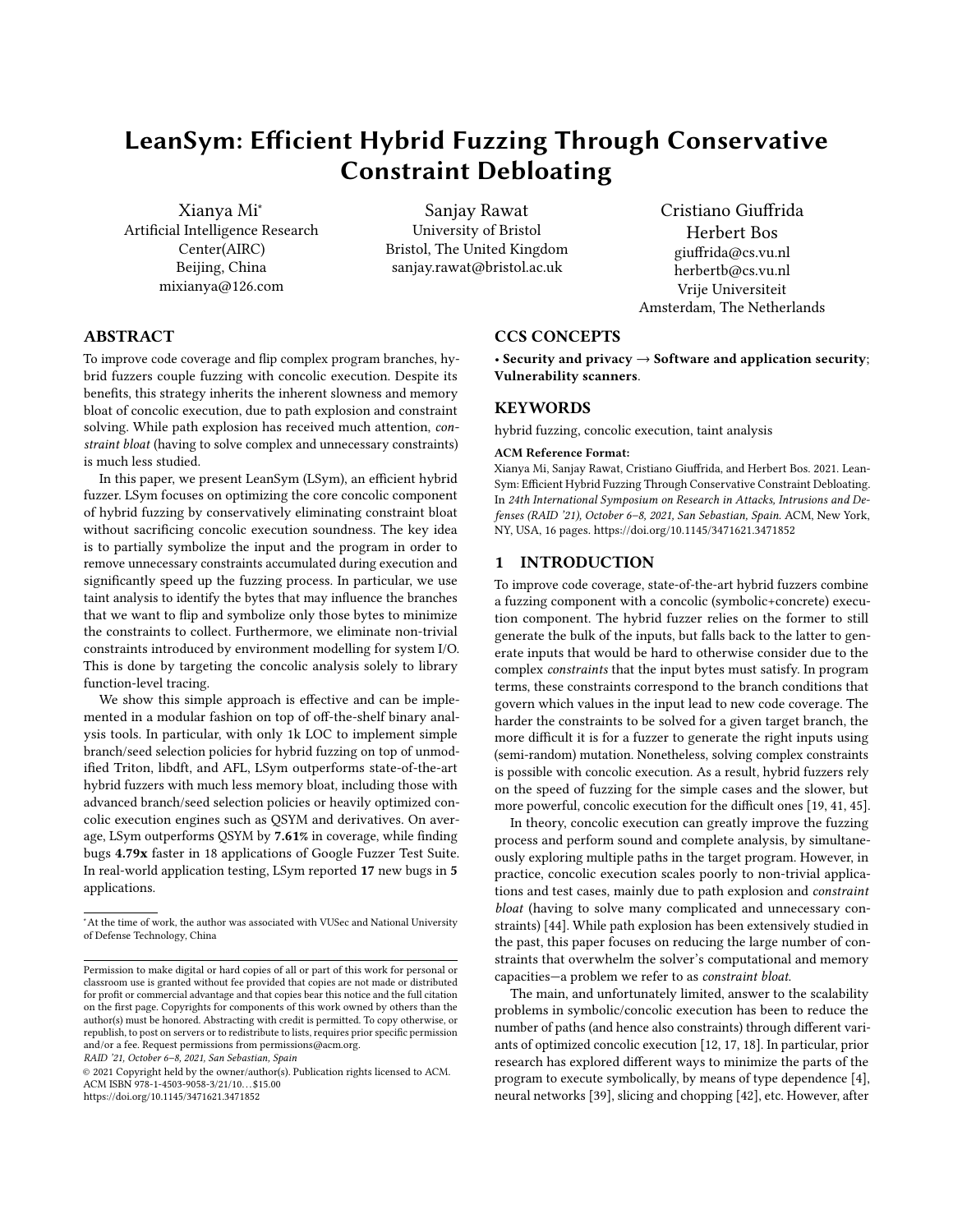# LeanSym: Efficient Hybrid Fuzzing Through Conservative Constraint Debloating

Xianya Mi*
Artificial Intelligence Research Center(AIRC)
Beijing, China
mixianya@126.com

Sanjay Rawat
University of Bristol
Bristol, The United Kingdom
sanjay.rawat@bristol.ac.uk

Cristiano Giuffrida
Herbert Bos
giuffrida@cs.vu.nl
herbertb@cs.vu.nl
Vrije Universiteit
Amsterdam, The Netherlands

## ABSTRACT

To improve code coverage and flip complex program branches, hybrid fuzzers couple fuzzing with concolic execution. Despite its benefits, this strategy inherits the inherent slowness and memory bloat of concolic execution, due to path explosion and constraint solving. While path explosion has received much attention, *constraint bloat* (having to solve complex and unnecessary constraints) is much less studied.

In this paper, we present LeanSym (LSym), an efficient hybrid fuzzer. LSym focuses on optimizing the core concolic component of hybrid fuzzing by conservatively eliminating constraint bloat without sacrificing concolic execution soundness. The key idea is to partially symbolize the input and the program in order to remove unnecessary constraints accumulated during execution and significantly speed up the fuzzing process. In particular, we use taint analysis to identify the bytes that may influence the branches that we want to flip and symbolize only those bytes to minimize the constraints to collect. Furthermore, we eliminate non-trivial constraints introduced by environment modelling for system I/O. This is done by targeting the concolic analysis solely to library function-level tracing.

We show this simple approach is effective and can be implemented in a modular fashion on top of off-the-shelf binary analysis tools. In particular, with only 1k LOC to implement simple branch/seed selection policies for hybrid fuzzing on top of unmodified Triton, libdft, and AFL, LSym outperforms state-of-the-art hybrid fuzzers with much less memory bloat, including those with advanced branch/seed selection policies or heavily optimized concolic execution engines such as QSYM and derivatives. On average, LSym outperforms QSYM by **7.61%** in coverage, while finding bugs **4.79x** faster in 18 applications of Google Fuzzer Test Suite. In real-world application testing, LSym reported **17** new bugs in **5** applications.

*At the time of work, the author was associated with VUSec and National University of Defense Technology, China

Permission to make digital or hard copies of all or part of this work for personal or classroom use is granted without fee provided that copies are not made or distributed for profit or commercial advantage and that copies bear this notice and the full citation on the first page. Copyrights for components of this work owned by others than the author(s) must be honored. Abstracting with credit is permitted. To copy otherwise, or republish, to post on servers or to redistribute to lists, requires prior specific permission and/or a fee. Request permissions from permissions@acm.org.
RAID '21, October 6–8, 2021, San Sebastian, Spain
© 2021 Copyright held by the owner/author(s). Publication rights licensed to ACM.
ACM ISBN 978-1-4503-9058-3/21/10...$15.00
https://doi.org/10.1145/3471621.3471852

## CCS CONCEPTS

• **Security and privacy** → **Software and application security**; **Vulnerability scanners**.

## KEYWORDS

hybrid fuzzing, concolic execution, taint analysis

**ACM Reference Format:**
Xianya Mi, Sanjay Rawat, Cristiano Giuffrida, and Herbert Bos. 2021. LeanSym: Efficient Hybrid Fuzzing Through Conservative Constraint Debloating. In *24th International Symposium on Research in Attacks, Intrusions and Defenses (RAID '21), October 6–8, 2021, San Sebastian, Spain.* ACM, New York, NY, USA, 16 pages. https://doi.org/10.1145/3471621.3471852

## 1 INTRODUCTION

To improve code coverage, state-of-the-art hybrid fuzzers combine a fuzzing component with a concolic (symbolic+concrete) execution component. The hybrid fuzzer relies on the former to still generate the bulk of the inputs, but falls back to the latter to generate inputs that would be hard to otherwise consider due to the complex *constraints* that the input bytes must satisfy. In program terms, these constraints correspond to the branch conditions that govern which values in the input lead to new code coverage. The harder the constraints to be solved for a given target branch, the more difficult it is for a fuzzer to generate the right inputs using (semi-random) mutation. Nonetheless, solving complex constraints is possible with concolic execution. As a result, hybrid fuzzers rely on the speed of fuzzing for the simple cases and the slower, but more powerful, concolic execution for the difficult ones [19, 41, 45].

In theory, concolic execution can greatly improve the fuzzing process and perform sound and complete analysis, by simultaneously exploring multiple paths in the target program. However, in practice, concolic execution scales poorly to non-trivial applications and test cases, mainly due to path explosion and *constraint bloat* (having to solve many complicated and unnecessary constraints) [44]. While path explosion has been extensively studied in the past, this paper focuses on reducing the large number of constraints that overwhelm the solver's computational and memory capacities—a problem we refer to as *constraint bloat*.

The main, and unfortunately limited, answer to the scalability problems in symbolic/concolic execution has been to reduce the number of paths (and hence also constraints) through different variants of optimized concolic execution [12, 17, 18]. In particular, prior research has explored different ways to minimize the parts of the program to execute symbolically, by means of type dependence [4], neural networks [39], slicing and chopping [42], etc. However, after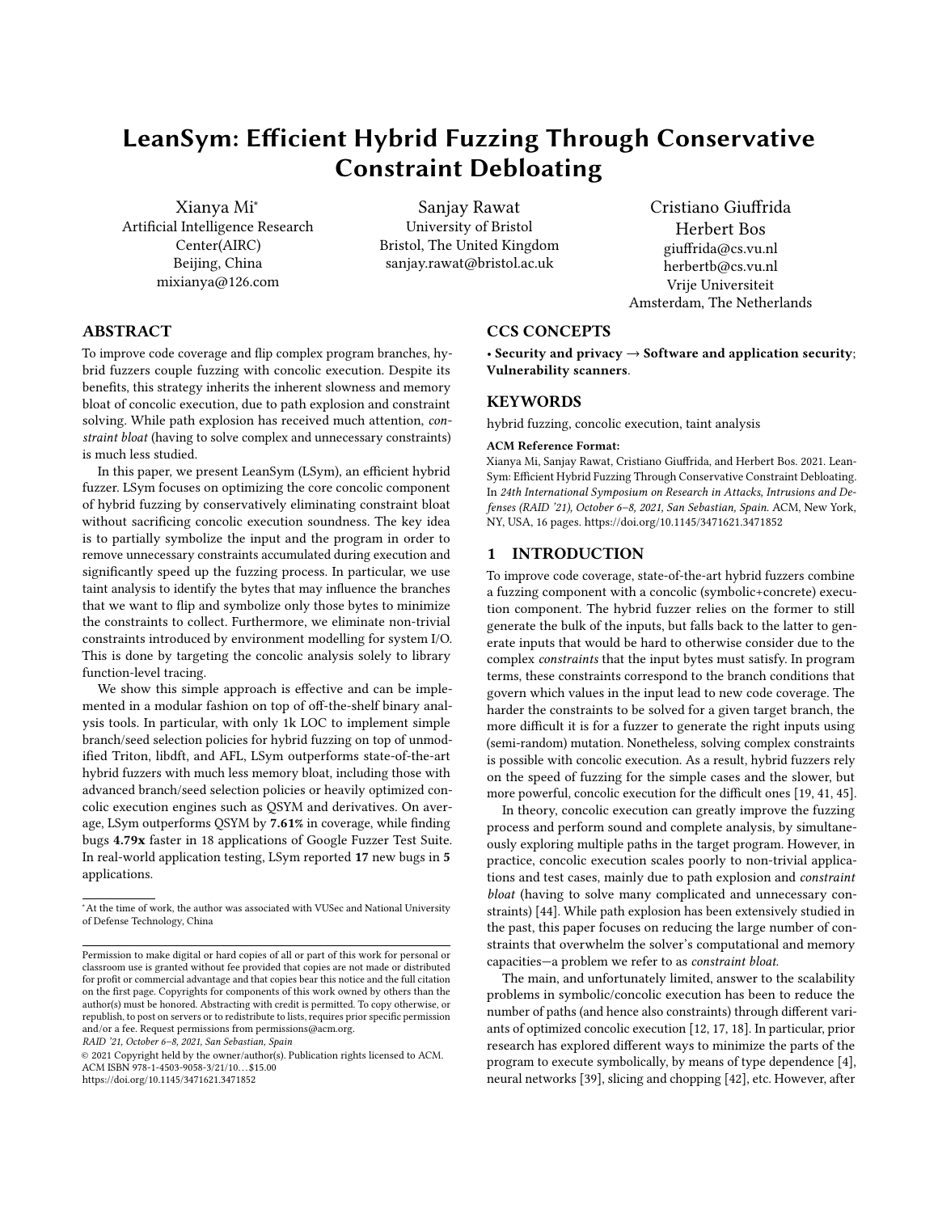# LeanSym: Efficient Hybrid Fuzzing Through Conservative Constraint Debloating

Xianya Mi[*]
Artificial Intelligence Research Center(AIRC)
Beijing, China
mixianya@126.com

Sanjay Rawat
University of Bristol
Bristol, The United Kingdom
sanjay.rawat@bristol.ac.uk

Cristiano Giuffrida
Herbert Bos
giuffrida@cs.vu.nl
herbertb@cs.vu.nl
Vrije Universiteit
Amsterdam, The Netherlands

## ABSTRACT

To improve code coverage and flip complex program branches, hybrid fuzzers couple fuzzing with concolic execution. Despite its benefits, this strategy inherits the inherent slowness and memory bloat of concolic execution, due to path explosion and constraint solving. While path explosion has received much attention, *constraint bloat* (having to solve complex and unnecessary constraints) is much less studied.

In this paper, we present LeanSym (LSym), an efficient hybrid fuzzer. LSym focuses on optimizing the core concolic component of hybrid fuzzing by conservatively eliminating constraint bloat without sacrificing concolic execution soundness. The key idea is to partially symbolize the input and the program in order to remove unnecessary constraints accumulated during execution and significantly speed up the fuzzing process. In particular, we use taint analysis to identify the bytes that may influence the branches that we want to flip and symbolize only those bytes to minimize the constraints to collect. Furthermore, we eliminate non-trivial constraints introduced by environment modelling for system I/O. This is done by targeting the concolic analysis solely to library function-level tracing.

We show this simple approach is effective and can be implemented in a modular fashion on top of off-the-shelf binary analysis tools. In particular, with only 1k LOC to implement simple branch/seed selection policies for hybrid fuzzing on top of unmodified Triton, libdft, and AFL, LSym outperforms state-of-the-art hybrid fuzzers with much less memory bloat, including those with advanced branch/seed selection policies or heavily optimized concolic execution engines such as QSYM and derivatives. On average, LSym outperforms QSYM by **7.61%** in coverage, while finding bugs **4.79x** faster in 18 applications of Google Fuzzer Test Suite. In real-world application testing, LSym reported **17** new bugs in **5** applications.

[*]At the time of work, the author was associated with VUSec and National University of Defense Technology, China

Permission to make digital or hard copies of all or part of this work for personal or classroom use is granted without fee provided that copies are not made or distributed for profit or commercial advantage and that copies bear this notice and the full citation on the first page. Copyrights for components of this work owned by others than the author(s) must be honored. Abstracting with credit is permitted. To copy otherwise, or republish, to post on servers or to redistribute to lists, requires prior specific permission and/or a fee. Request permissions from permissions@acm.org.
*RAID '21, October 6–8, 2021, San Sebastian, Spain*
© 2021 Copyright held by the owner/author(s). Publication rights licensed to ACM.
ACM ISBN 978-1-4503-9058-3/21/10...$15.00
https://doi.org/10.1145/3471621.3471852

## CCS CONCEPTS

• **Security and privacy** → **Software and application security**; **Vulnerability scanners**.

## KEYWORDS

hybrid fuzzing, concolic execution, taint analysis

**ACM Reference Format:**
Xianya Mi, Sanjay Rawat, Cristiano Giuffrida, and Herbert Bos. 2021. LeanSym: Efficient Hybrid Fuzzing Through Conservative Constraint Debloating. In *24th International Symposium on Research in Attacks, Intrusions and Defenses (RAID '21), October 6–8, 2021, San Sebastian, Spain.* ACM, New York, NY, USA, 16 pages. https://doi.org/10.1145/3471621.3471852

## 1 INTRODUCTION

To improve code coverage, state-of-the-art hybrid fuzzers combine a fuzzing component with a concolic (symbolic+concrete) execution component. The hybrid fuzzer relies on the former to still generate the bulk of the inputs, but falls back to the latter to generate inputs that would be hard to otherwise consider due to the complex *constraints* that the input bytes must satisfy. In program terms, these constraints correspond to the branch conditions that govern which values in the input lead to new code coverage. The harder the constraints to be solved for a given target branch, the more difficult it is for a fuzzer to generate the right inputs using (semi-random) mutation. Nonetheless, solving complex constraints is possible with concolic execution. As a result, hybrid fuzzers rely on the speed of fuzzing for the simple cases and the slower, but more powerful, concolic execution for the difficult ones [19, 41, 45].

In theory, concolic execution can greatly improve the fuzzing process and perform sound and complete analysis, by simultaneously exploring multiple paths in the target program. However, in practice, concolic execution scales poorly to non-trivial applications and test cases, mainly due to path explosion and *constraint bloat* (having to solve many complicated and unnecessary constraints) [44]. While path explosion has been extensively studied in the past, this paper focuses on reducing the large number of constraints that overwhelm the solver's computational and memory capacities—a problem we refer to as *constraint bloat*.

The main, and unfortunately limited, answer to the scalability problems in symbolic/concolic execution has been to reduce the number of paths (and hence also constraints) through different variants of optimized concolic execution [12, 17, 18]. In particular, prior research has explored different ways to minimize the parts of the program to execute symbolically, by means of type dependence [4], neural networks [39], slicing and chopping [42], etc. However, after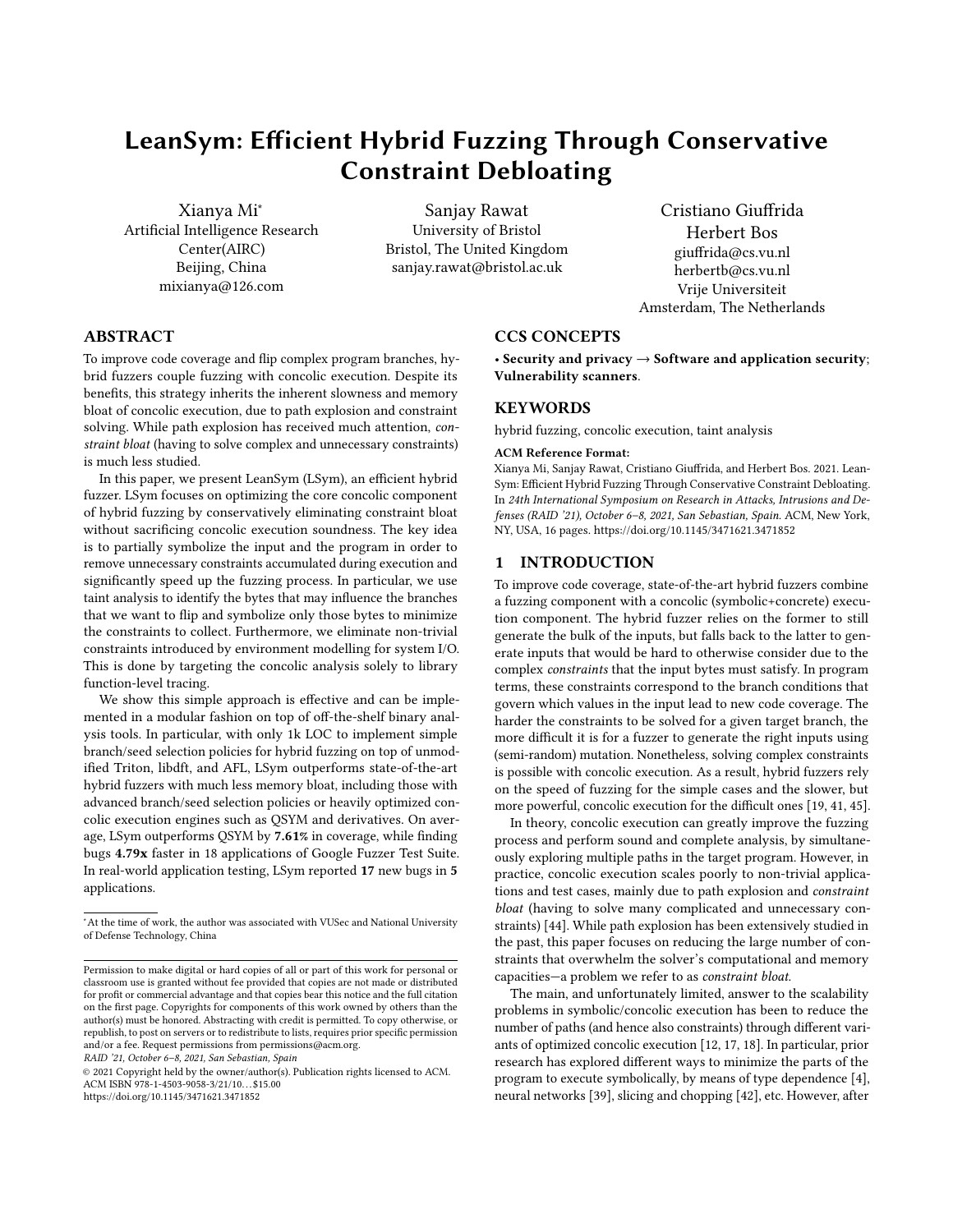# LeanSym: Efficient Hybrid Fuzzing Through Conservative Constraint Debloating

Xianya Mi[*]
Artificial Intelligence Research Center(AIRC)
Beijing, China
mixianya@126.com

Sanjay Rawat
University of Bristol
Bristol, The United Kingdom
sanjay.rawat@bristol.ac.uk

Cristiano Giuffrida
Herbert Bos
giuffrida@cs.vu.nl
herbertb@cs.vu.nl
Vrije Universiteit
Amsterdam, The Netherlands

## ABSTRACT

To improve code coverage and flip complex program branches, hybrid fuzzers couple fuzzing with concolic execution. Despite its benefits, this strategy inherits the inherent slowness and memory bloat of concolic execution, due to path explosion and constraint solving. While path explosion has received much attention, *constraint bloat* (having to solve complex and unnecessary constraints) is much less studied.

In this paper, we present LeanSym (LSym), an efficient hybrid fuzzer. LSym focuses on optimizing the core concolic component of hybrid fuzzing by conservatively eliminating constraint bloat without sacrificing concolic execution soundness. The key idea is to partially symbolize the input and the program in order to remove unnecessary constraints accumulated during execution and significantly speed up the fuzzing process. In particular, we use taint analysis to identify the bytes that may influence the branches that we want to flip and symbolize only those bytes to minimize the constraints to collect. Furthermore, we eliminate non-trivial constraints introduced by environment modelling for system I/O. This is done by targeting the concolic analysis solely to library function-level tracing.

We show this simple approach is effective and can be implemented in a modular fashion on top of off-the-shelf binary analysis tools. In particular, with only 1k LOC to implement simple branch/seed selection policies for hybrid fuzzing on top of unmodified Triton, libdft, and AFL, LSym outperforms state-of-the-art hybrid fuzzers with much less memory bloat, including those with advanced branch/seed selection policies or heavily optimized concolic execution engines such as QSYM and derivatives. On average, LSym outperforms QSYM by **7.61%** in coverage, while finding bugs **4.79x** faster in 18 applications of Google Fuzzer Test Suite. In real-world application testing, LSym reported **17** new bugs in **5** applications.

[*]At the time of work, the author was associated with VUSec and National University of Defense Technology, China

Permission to make digital or hard copies of all or part of this work for personal or classroom use is granted without fee provided that copies are not made or distributed for profit or commercial advantage and that copies bear this notice and the full citation on the first page. Copyrights for components of this work owned by others than the author(s) must be honored. Abstracting with credit is permitted. To copy otherwise, or republish, to post on servers or to redistribute to lists, requires prior specific permission and/or a fee. Request permissions from permissions@acm.org.
*RAID '21, October 6–8, 2021, San Sebastian, Spain*
© 2021 Copyright held by the owner/author(s). Publication rights licensed to ACM.
ACM ISBN 978-1-4503-9058-3/21/10…$15.00
https://doi.org/10.1145/3471621.3471852

## CCS CONCEPTS

• **Security and privacy** → **Software and application security**; **Vulnerability scanners**.

## KEYWORDS

hybrid fuzzing, concolic execution, taint analysis

**ACM Reference Format:**
Xianya Mi, Sanjay Rawat, Cristiano Giuffrida, and Herbert Bos. 2021. LeanSym: Efficient Hybrid Fuzzing Through Conservative Constraint Debloating. In *24th International Symposium on Research in Attacks, Intrusions and Defenses (RAID '21), October 6–8, 2021, San Sebastian, Spain.* ACM, New York, NY, USA, 16 pages. https://doi.org/10.1145/3471621.3471852

## 1 INTRODUCTION

To improve code coverage, state-of-the-art hybrid fuzzers combine a fuzzing component with a concolic (symbolic+concrete) execution component. The hybrid fuzzer relies on the former to still generate the bulk of the inputs, but falls back to the latter to generate inputs that would be hard to otherwise consider due to the complex *constraints* that the input bytes must satisfy. In program terms, these constraints correspond to the branch conditions that govern which values in the input lead to new code coverage. The harder the constraints to be solved for a given target branch, the more difficult it is for a fuzzer to generate the right inputs using (semi-random) mutation. Nonetheless, solving complex constraints is possible with concolic execution. As a result, hybrid fuzzers rely on the speed of fuzzing for the simple cases and the slower, but more powerful, concolic execution for the difficult ones [19, 41, 45].

In theory, concolic execution can greatly improve the fuzzing process and perform sound and complete analysis, by simultaneously exploring multiple paths in the target program. However, in practice, concolic execution scales poorly to non-trivial applications and test cases, mainly due to path explosion and *constraint bloat* (having to solve many complicated and unnecessary constraints) [44]. While path explosion has been extensively studied in the past, this paper focuses on reducing the large number of constraints that overwhelm the solver's computational and memory capacities—a problem we refer to as *constraint bloat*.

The main, and unfortunately limited, answer to the scalability problems in symbolic/concolic execution has been to reduce the number of paths (and hence also constraints) through different variants of optimized concolic execution [12, 17, 18]. In particular, prior research has explored different ways to minimize the parts of the program to execute symbolically, by means of type dependence [4], neural networks [39], slicing and chopping [42], etc. However, after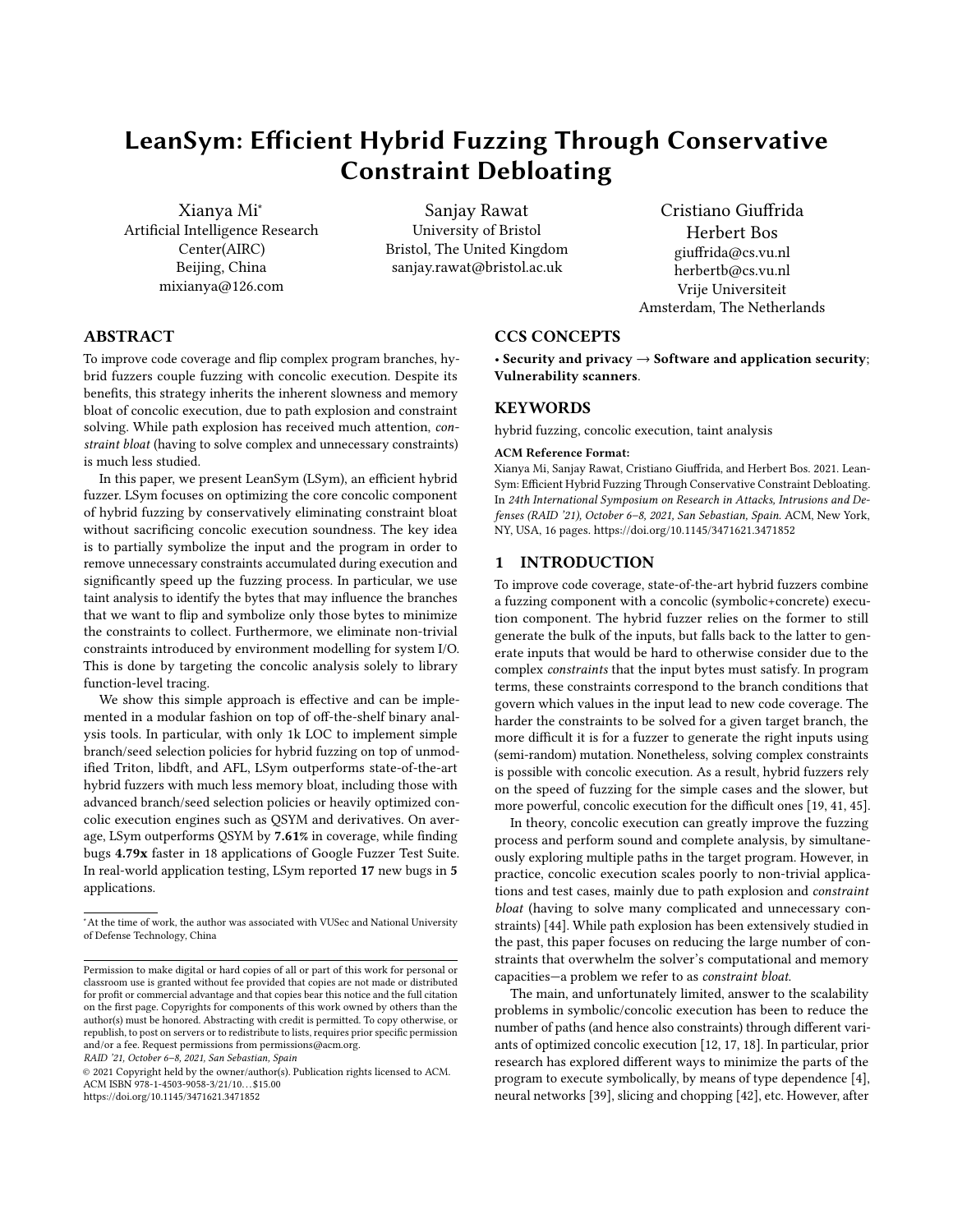# LeanSym: Efficient Hybrid Fuzzing Through Conservative Constraint Debloating

Xianya Mi[*]
Artificial Intelligence Research Center(AIRC)
Beijing, China
mixianya@126.com

Sanjay Rawat
University of Bristol
Bristol, The United Kingdom
sanjay.rawat@bristol.ac.uk

Cristiano Giuffrida
Herbert Bos
giuffrida@cs.vu.nl
herbertb@cs.vu.nl
Vrije Universiteit
Amsterdam, The Netherlands

## ABSTRACT

To improve code coverage and flip complex program branches, hybrid fuzzers couple fuzzing with concolic execution. Despite its benefits, this strategy inherits the inherent slowness and memory bloat of concolic execution, due to path explosion and constraint solving. While path explosion has received much attention, *constraint bloat* (having to solve complex and unnecessary constraints) is much less studied.

In this paper, we present LeanSym (LSym), an efficient hybrid fuzzer. LSym focuses on optimizing the core concolic component of hybrid fuzzing by conservatively eliminating constraint bloat without sacrificing concolic execution soundness. The key idea is to partially symbolize the input and the program in order to remove unnecessary constraints accumulated during execution and significantly speed up the fuzzing process. In particular, we use taint analysis to identify the bytes that may influence the branches that we want to flip and symbolize only those bytes to minimize the constraints to collect. Furthermore, we eliminate non-trivial constraints introduced by environment modelling for system I/O. This is done by targeting the concolic analysis solely to library function-level tracing.

We show this simple approach is effective and can be implemented in a modular fashion on top of off-the-shelf binary analysis tools. In particular, with only 1k LOC to implement simple branch/seed selection policies for hybrid fuzzing on top of unmodified Triton, libdft, and AFL, LSym outperforms state-of-the-art hybrid fuzzers with much less memory bloat, including those with advanced branch/seed selection policies or heavily optimized concolic execution engines such as QSYM and derivatives. On average, LSym outperforms QSYM by **7.61%** in coverage, while finding bugs **4.79x** faster in 18 applications of Google Fuzzer Test Suite. In real-world application testing, LSym reported **17** new bugs in **5** applications.

[*]At the time of work, the author was associated with VUSec and National University of Defense Technology, China

Permission to make digital or hard copies of all or part of this work for personal or classroom use is granted without fee provided that copies are not made or distributed for profit or commercial advantage and that copies bear this notice and the full citation on the first page. Copyrights for components of this work owned by others than the author(s) must be honored. Abstracting with credit is permitted. To copy otherwise, or republish, to post on servers or to redistribute to lists, requires prior specific permission and/or a fee. Request permissions from permissions@acm.org.
*RAID '21, October 6–8, 2021, San Sebastian, Spain*
© 2021 Copyright held by the owner/author(s). Publication rights licensed to ACM.
ACM ISBN 978-1-4503-9058-3/21/10...$15.00
https://doi.org/10.1145/3471621.3471852

## CCS CONCEPTS

• **Security and privacy** → **Software and application security**; **Vulnerability scanners**.

## KEYWORDS

hybrid fuzzing, concolic execution, taint analysis

**ACM Reference Format:**
Xianya Mi, Sanjay Rawat, Cristiano Giuffrida, and Herbert Bos. 2021. LeanSym: Efficient Hybrid Fuzzing Through Conservative Constraint Debloating. In *24th International Symposium on Research in Attacks, Intrusions and Defenses (RAID '21), October 6–8, 2021, San Sebastian, Spain.* ACM, New York, NY, USA, 16 pages. https://doi.org/10.1145/3471621.3471852

## 1 INTRODUCTION

To improve code coverage, state-of-the-art hybrid fuzzers combine a fuzzing component with a concolic (symbolic+concrete) execution component. The hybrid fuzzer relies on the former to still generate the bulk of the inputs, but falls back to the latter to generate inputs that would be hard to otherwise consider due to the complex *constraints* that the input bytes must satisfy. In program terms, these constraints correspond to the branch conditions that govern which values in the input lead to new code coverage. The harder the constraints to be solved for a given target branch, the more difficult it is for a fuzzer to generate the right inputs using (semi-random) mutation. Nonetheless, solving complex constraints is possible with concolic execution. As a result, hybrid fuzzers rely on the speed of fuzzing for the simple cases and the slower, but more powerful, concolic execution for the difficult ones [19, 41, 45].

In theory, concolic execution can greatly improve the fuzzing process and perform sound and complete analysis, by simultaneously exploring multiple paths in the target program. However, in practice, concolic execution scales poorly to non-trivial applications and test cases, mainly due to path explosion and *constraint bloat* (having to solve many complicated and unnecessary constraints) [44]. While path explosion has been extensively studied in the past, this paper focuses on reducing the large number of constraints that overwhelm the solver's computational and memory capacities—a problem we refer to as *constraint bloat*.

The main, and unfortunately limited, answer to the scalability problems in symbolic/concolic execution has been to reduce the number of paths (and hence also constraints) through different variants of optimized concolic execution [12, 17, 18]. In particular, prior research has explored different ways to minimize the parts of the program to execute symbolically, by means of type dependence [4], neural networks [39], slicing and chopping [42], etc. However, after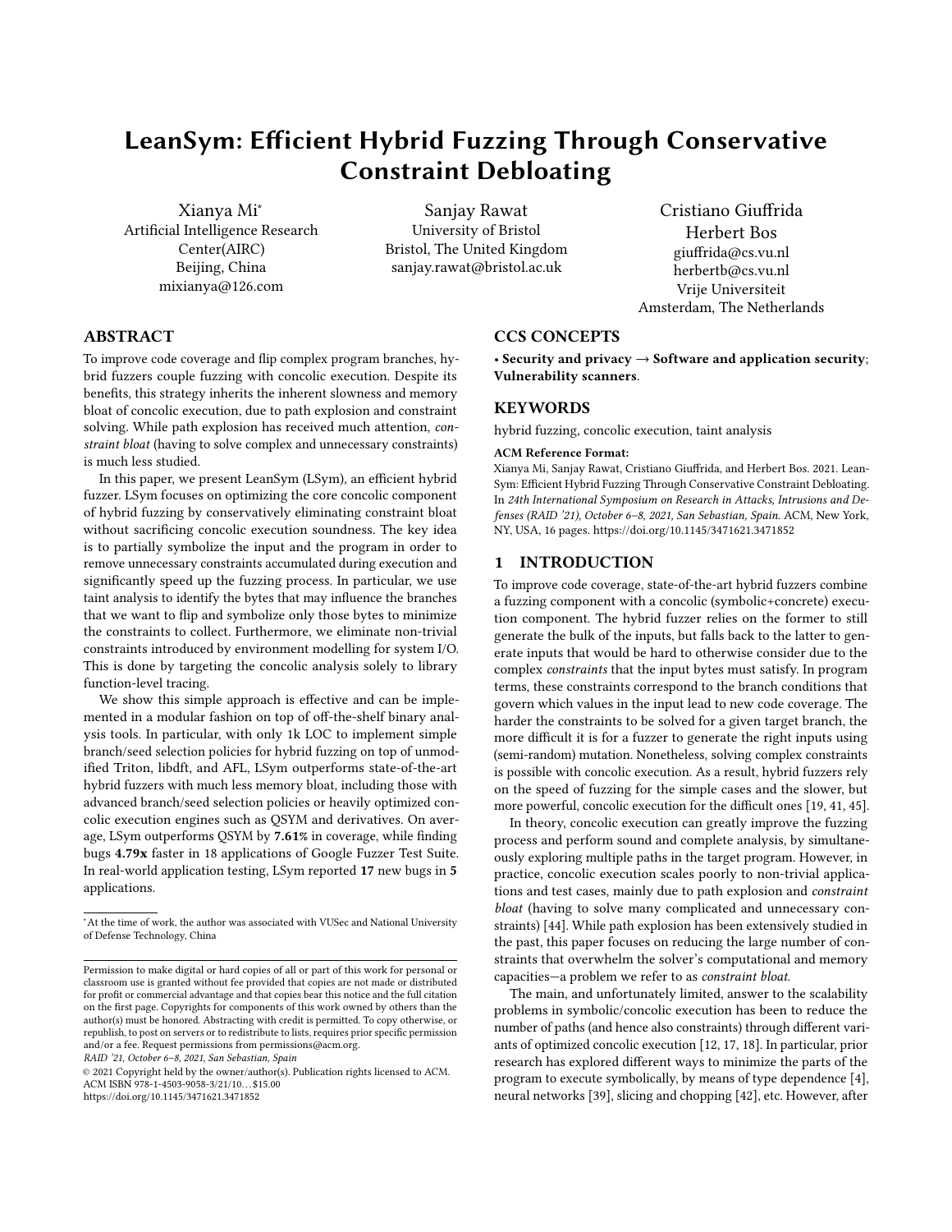# LeanSym: Efficient Hybrid Fuzzing Through Conservative Constraint Debloating

Xianya Mi*
Artificial Intelligence Research Center(AIRC)
Beijing, China
mixianya@126.com

Sanjay Rawat
University of Bristol
Bristol, The United Kingdom
sanjay.rawat@bristol.ac.uk

Cristiano Giuffrida
Herbert Bos
giuffrida@cs.vu.nl
herbertb@cs.vu.nl
Vrije Universiteit
Amsterdam, The Netherlands

## ABSTRACT

To improve code coverage and flip complex program branches, hybrid fuzzers couple fuzzing with concolic execution. Despite its benefits, this strategy inherits the inherent slowness and memory bloat of concolic execution, due to path explosion and constraint solving. While path explosion has received much attention, *constraint bloat* (having to solve complex and unnecessary constraints) is much less studied.

In this paper, we present LeanSym (LSym), an efficient hybrid fuzzer. LSym focuses on optimizing the core concolic component of hybrid fuzzing by conservatively eliminating constraint bloat without sacrificing concolic execution soundness. The key idea is to partially symbolize the input and the program in order to remove unnecessary constraints accumulated during execution and significantly speed up the fuzzing process. In particular, we use taint analysis to identify the bytes that may influence the branches that we want to flip and symbolize only those bytes to minimize the constraints to collect. Furthermore, we eliminate non-trivial constraints introduced by environment modelling for system I/O. This is done by targeting the concolic analysis solely to library function-level tracing.

We show this simple approach is effective and can be implemented in a modular fashion on top of off-the-shelf binary analysis tools. In particular, with only 1k LOC to implement simple branch/seed selection policies for hybrid fuzzing on top of unmodified Triton, libdft, and AFL, LSym outperforms state-of-the-art hybrid fuzzers with much less memory bloat, including those with advanced branch/seed selection policies or heavily optimized concolic execution engines such as QSYM and derivatives. On average, LSym outperforms QSYM by **7.61%** in coverage, while finding bugs **4.79x** faster in 18 applications of Google Fuzzer Test Suite. In real-world application testing, LSym reported **17** new bugs in **5** applications.

*At the time of work, the author was associated with VUSec and National University of Defense Technology, China

Permission to make digital or hard copies of all or part of this work for personal or classroom use is granted without fee provided that copies are not made or distributed for profit or commercial advantage and that copies bear this notice and the full citation on the first page. Copyrights for components of this work owned by others than the author(s) must be honored. Abstracting with credit is permitted. To copy otherwise, or republish, to post on servers or to redistribute to lists, requires prior specific permission and/or a fee. Request permissions from permissions@acm.org.
*RAID '21, October 6–8, 2021, San Sebastian, Spain*
© 2021 Copyright held by the owner/author(s). Publication rights licensed to ACM.
ACM ISBN 978-1-4503-9058-3/21/10...$15.00
https://doi.org/10.1145/3471621.3471852

## CCS CONCEPTS

• **Security and privacy** → **Software and application security**; **Vulnerability scanners**.

## KEYWORDS

hybrid fuzzing, concolic execution, taint analysis

**ACM Reference Format:**
Xianya Mi, Sanjay Rawat, Cristiano Giuffrida, and Herbert Bos. 2021. LeanSym: Efficient Hybrid Fuzzing Through Conservative Constraint Debloating. In *24th International Symposium on Research in Attacks, Intrusions and Defenses (RAID '21), October 6–8, 2021, San Sebastian, Spain.* ACM, New York, NY, USA, 16 pages. https://doi.org/10.1145/3471621.3471852

## 1 INTRODUCTION

To improve code coverage, state-of-the-art hybrid fuzzers combine a fuzzing component with a concolic (symbolic+concrete) execution component. The hybrid fuzzer relies on the former to still generate the bulk of the inputs, but falls back to the latter to generate inputs that would be hard to otherwise consider due to the complex *constraints* that the input bytes must satisfy. In program terms, these constraints correspond to the branch conditions that govern which values in the input lead to new code coverage. The harder the constraints to be solved for a given target branch, the more difficult it is for a fuzzer to generate the right inputs using (semi-random) mutation. Nonetheless, solving complex constraints is possible with concolic execution. As a result, hybrid fuzzers rely on the speed of fuzzing for the simple cases and the slower, but more powerful, concolic execution for the difficult ones [19, 41, 45].

In theory, concolic execution can greatly improve the fuzzing process and perform sound and complete analysis, by simultaneously exploring multiple paths in the target program. However, in practice, concolic execution scales poorly to non-trivial applications and test cases, mainly due to path explosion and *constraint bloat* (having to solve many complicated and unnecessary constraints) [44]. While path explosion has been extensively studied in the past, this paper focuses on reducing the large number of constraints that overwhelm the solver's computational and memory capacities—a problem we refer to as *constraint bloat*.

The main, and unfortunately limited, answer to the scalability problems in symbolic/concolic execution has been to reduce the number of paths (and hence also constraints) through different variants of optimized concolic execution [12, 17, 18]. In particular, prior research has explored different ways to minimize the parts of the program to execute symbolically, by means of type dependence [4], neural networks [39], slicing and chopping [42], etc. However, after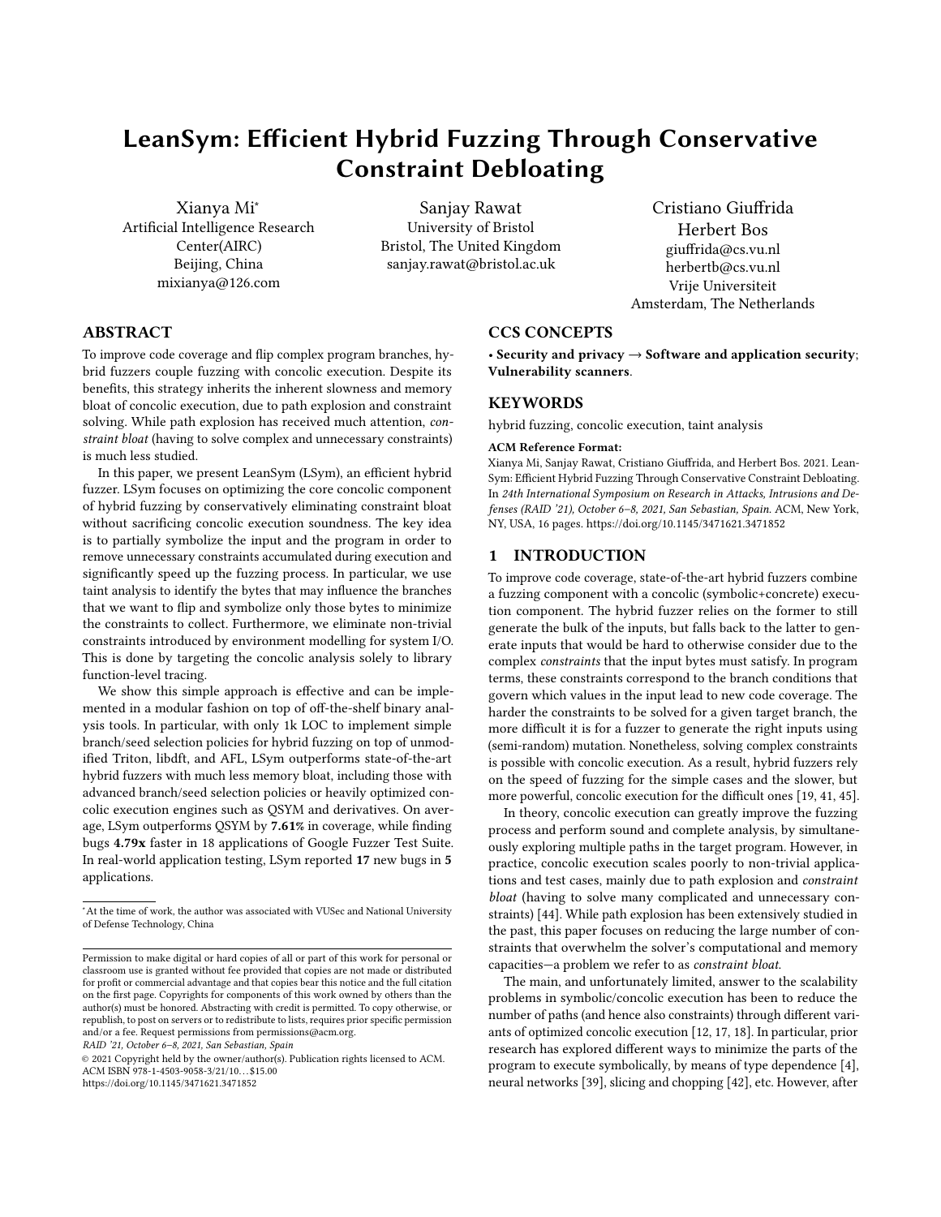# LeanSym: Efficient Hybrid Fuzzing Through Conservative Constraint Debloating

Xianya Mi[*]
Artificial Intelligence Research Center(AIRC)
Beijing, China
mixianya@126.com

Sanjay Rawat
University of Bristol
Bristol, The United Kingdom
sanjay.rawat@bristol.ac.uk

Cristiano Giuffrida
Herbert Bos
giuffrida@cs.vu.nl
herbertb@cs.vu.nl
Vrije Universiteit
Amsterdam, The Netherlands

## ABSTRACT

To improve code coverage and flip complex program branches, hybrid fuzzers couple fuzzing with concolic execution. Despite its benefits, this strategy inherits the inherent slowness and memory bloat of concolic execution, due to path explosion and constraint solving. While path explosion has received much attention, *constraint bloat* (having to solve complex and unnecessary constraints) is much less studied.

In this paper, we present LeanSym (LSym), an efficient hybrid fuzzer. LSym focuses on optimizing the core concolic component of hybrid fuzzing by conservatively eliminating constraint bloat without sacrificing concolic execution soundness. The key idea is to partially symbolize the input and the program in order to remove unnecessary constraints accumulated during execution and significantly speed up the fuzzing process. In particular, we use taint analysis to identify the bytes that may influence the branches that we want to flip and symbolize only those bytes to minimize the constraints to collect. Furthermore, we eliminate non-trivial constraints introduced by environment modelling for system I/O. This is done by targeting the concolic analysis solely to library function-level tracing.

We show this simple approach is effective and can be implemented in a modular fashion on top of off-the-shelf binary analysis tools. In particular, with only 1k LOC to implement simple branch/seed selection policies for hybrid fuzzing on top of unmodified Triton, libdft, and AFL, LSym outperforms state-of-the-art hybrid fuzzers with much less memory bloat, including those with advanced branch/seed selection policies or heavily optimized concolic execution engines such as QSYM and derivatives. On average, LSym outperforms QSYM by **7.61%** in coverage, while finding bugs **4.79x** faster in 18 applications of Google Fuzzer Test Suite. In real-world application testing, LSym reported **17** new bugs in **5** applications.

[*] At the time of work, the author was associated with VUSec and National University of Defense Technology, China

Permission to make digital or hard copies of all or part of this work for personal or classroom use is granted without fee provided that copies are not made or distributed for profit or commercial advantage and that copies bear this notice and the full citation on the first page. Copyrights for components of this work owned by others than the author(s) must be honored. Abstracting with credit is permitted. To copy otherwise, or republish, to post on servers or to redistribute to lists, requires prior specific permission and/or a fee. Request permissions from permissions@acm.org.
*RAID '21, October 6–8, 2021, San Sebastian, Spain*
© 2021 Copyright held by the owner/author(s). Publication rights licensed to ACM.
ACM ISBN 978-1-4503-9058-3/21/10...$15.00
https://doi.org/10.1145/3471621.3471852

## CCS CONCEPTS

• **Security and privacy** → **Software and application security**; **Vulnerability scanners**.

## KEYWORDS

hybrid fuzzing, concolic execution, taint analysis

**ACM Reference Format:**
Xianya Mi, Sanjay Rawat, Cristiano Giuffrida, and Herbert Bos. 2021. LeanSym: Efficient Hybrid Fuzzing Through Conservative Constraint Debloating. In *24th International Symposium on Research in Attacks, Intrusions and Defenses (RAID '21), October 6–8, 2021, San Sebastian, Spain.* ACM, New York, NY, USA, 16 pages. https://doi.org/10.1145/3471621.3471852

## 1 INTRODUCTION

To improve code coverage, state-of-the-art hybrid fuzzers combine a fuzzing component with a concolic (symbolic+concrete) execution component. The hybrid fuzzer relies on the former to still generate the bulk of the inputs, but falls back to the latter to generate inputs that would be hard to otherwise consider due to the complex *constraints* that the input bytes must satisfy. In program terms, these constraints correspond to the branch conditions that govern which values in the input lead to new code coverage. The harder the constraints to be solved for a given target branch, the more difficult it is for a fuzzer to generate the right inputs using (semi-random) mutation. Nonetheless, solving complex constraints is possible with concolic execution. As a result, hybrid fuzzers rely on the speed of fuzzing for the simple cases and the slower, but more powerful, concolic execution for the difficult ones [19, 41, 45].

In theory, concolic execution can greatly improve the fuzzing process and perform sound and complete analysis, by simultaneously exploring multiple paths in the target program. However, in practice, concolic execution scales poorly to non-trivial applications and test cases, mainly due to path explosion and *constraint bloat* (having to solve many complicated and unnecessary constraints) [44]. While path explosion has been extensively studied in the past, this paper focuses on reducing the large number of constraints that overwhelm the solver's computational and memory capacities—a problem we refer to as *constraint bloat*.

The main, and unfortunately limited, answer to the scalability problems in symbolic/concolic execution has been to reduce the number of paths (and hence also constraints) through different variants of optimized concolic execution [12, 17, 18]. In particular, prior research has explored different ways to minimize the parts of the program to execute symbolically, by means of type dependence [4], neural networks [39], slicing and chopping [42], etc. However, after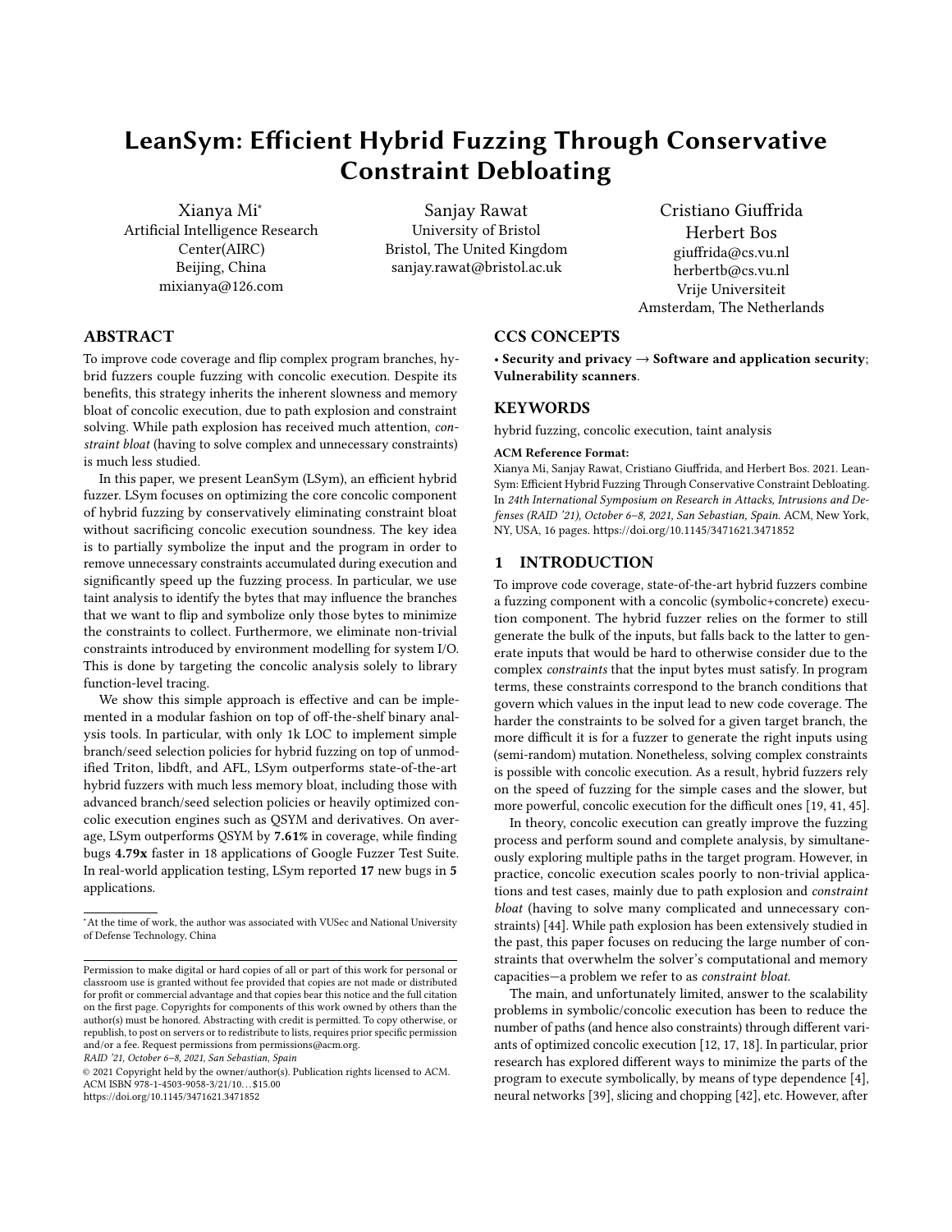# LeanSym: Efficient Hybrid Fuzzing Through Conservative Constraint Debloating

Xianya Mi[*]
Artificial Intelligence Research Center(AIRC)
Beijing, China
mixianya@126.com

Sanjay Rawat
University of Bristol
Bristol, The United Kingdom
sanjay.rawat@bristol.ac.uk

Cristiano Giuffrida
Herbert Bos
giuffrida@cs.vu.nl
herbertb@cs.vu.nl
Vrije Universiteit
Amsterdam, The Netherlands

## ABSTRACT

To improve code coverage and flip complex program branches, hybrid fuzzers couple fuzzing with concolic execution. Despite its benefits, this strategy inherits the inherent slowness and memory bloat of concolic execution, due to path explosion and constraint solving. While path explosion has received much attention, *constraint bloat* (having to solve complex and unnecessary constraints) is much less studied.

In this paper, we present LeanSym (LSym), an efficient hybrid fuzzer. LSym focuses on optimizing the core concolic component of hybrid fuzzing by conservatively eliminating constraint bloat without sacrificing concolic execution soundness. The key idea is to partially symbolize the input and the program in order to remove unnecessary constraints accumulated during execution and significantly speed up the fuzzing process. In particular, we use taint analysis to identify the bytes that may influence the branches that we want to flip and symbolize only those bytes to minimize the constraints to collect. Furthermore, we eliminate non-trivial constraints introduced by environment modelling for system I/O. This is done by targeting the concolic analysis solely to library function-level tracing.

We show this simple approach is effective and can be implemented in a modular fashion on top of off-the-shelf binary analysis tools. In particular, with only 1k LOC to implement simple branch/seed selection policies for hybrid fuzzing on top of unmodified Triton, libdft, and AFL, LSym outperforms state-of-the-art hybrid fuzzers with much less memory bloat, including those with advanced branch/seed selection policies or heavily optimized concolic execution engines such as QSYM and derivatives. On average, LSym outperforms QSYM by **7.61%** in coverage, while finding bugs **4.79x** faster in 18 applications of Google Fuzzer Test Suite. In real-world application testing, LSym reported **17** new bugs in **5** applications.

[*]At the time of work, the author was associated with VUSec and National University of Defense Technology, China

Permission to make digital or hard copies of all or part of this work for personal or classroom use is granted without fee provided that copies are not made or distributed for profit or commercial advantage and that copies bear this notice and the full citation on the first page. Copyrights for components of this work owned by others than the author(s) must be honored. Abstracting with credit is permitted. To copy otherwise, or republish, to post on servers or to redistribute to lists, requires prior specific permission and/or a fee. Request permissions from permissions@acm.org.
*RAID '21, October 6–8, 2021, San Sebastian, Spain*
© 2021 Copyright held by the owner/author(s). Publication rights licensed to ACM.
ACM ISBN 978-1-4503-9058-3/21/10...$15.00
https://doi.org/10.1145/3471621.3471852

## CCS CONCEPTS

• **Security and privacy** → **Software and application security**; **Vulnerability scanners**.

## KEYWORDS

hybrid fuzzing, concolic execution, taint analysis

**ACM Reference Format:**
Xianya Mi, Sanjay Rawat, Cristiano Giuffrida, and Herbert Bos. 2021. LeanSym: Efficient Hybrid Fuzzing Through Conservative Constraint Debloating. In *24th International Symposium on Research in Attacks, Intrusions and Defenses (RAID '21), October 6–8, 2021, San Sebastian, Spain.* ACM, New York, NY, USA, 16 pages. https://doi.org/10.1145/3471621.3471852

## 1 INTRODUCTION

To improve code coverage, state-of-the-art hybrid fuzzers combine a fuzzing component with a concolic (symbolic+concrete) execution component. The hybrid fuzzer relies on the former to still generate the bulk of the inputs, but falls back to the latter to generate inputs that would be hard to otherwise consider due to the complex *constraints* that the input bytes must satisfy. In program terms, these constraints correspond to the branch conditions that govern which values in the input lead to new code coverage. The harder the constraints to be solved for a given target branch, the more difficult it is for a fuzzer to generate the right inputs using (semi-random) mutation. Nonetheless, solving complex constraints is possible with concolic execution. As a result, hybrid fuzzers rely on the speed of fuzzing for the simple cases and the slower, but more powerful, concolic execution for the difficult ones [19, 41, 45].

In theory, concolic execution can greatly improve the fuzzing process and perform sound and complete analysis, by simultaneously exploring multiple paths in the target program. However, in practice, concolic execution scales poorly to non-trivial applications and test cases, mainly due to path explosion and *constraint bloat* (having to solve many complicated and unnecessary constraints) [44]. While path explosion has been extensively studied in the past, this paper focuses on reducing the large number of constraints that overwhelm the solver's computational and memory capacities—a problem we refer to as *constraint bloat*.

The main, and unfortunately limited, answer to the scalability problems in symbolic/concolic execution has been to reduce the number of paths (and hence also constraints) through different variants of optimized concolic execution [12, 17, 18]. In particular, prior research has explored different ways to minimize the parts of the program to execute symbolically, by means of type dependence [4], neural networks [39], slicing and chopping [42], etc. However, after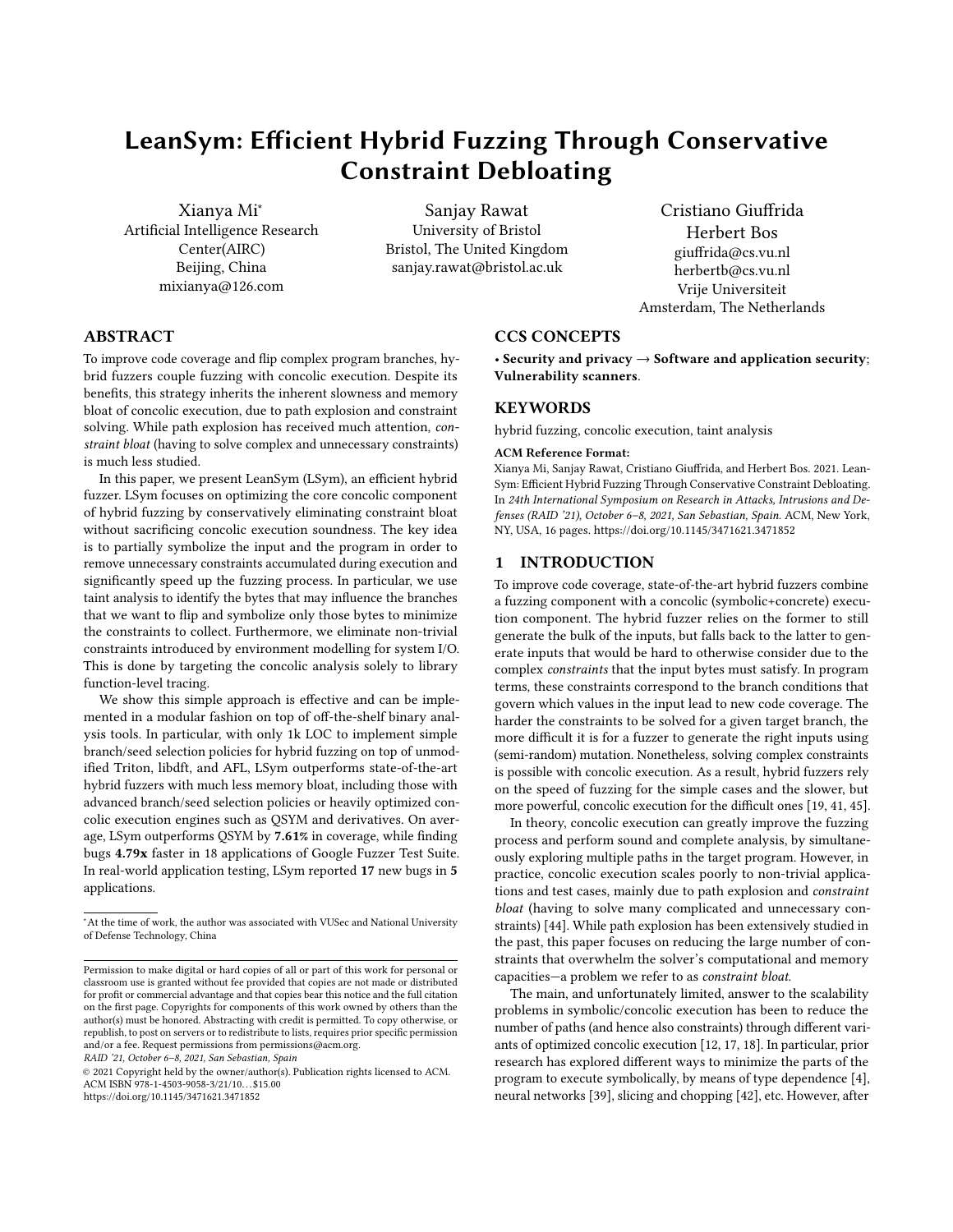# LeanSym: Efficient Hybrid Fuzzing Through Conservative Constraint Debloating

Xianya Mi*
Artificial Intelligence Research Center(AIRC)
Beijing, China
mixianya@126.com

Sanjay Rawat
University of Bristol
Bristol, The United Kingdom
sanjay.rawat@bristol.ac.uk

Cristiano Giuffrida
Herbert Bos
giuffrida@cs.vu.nl
herbertb@cs.vu.nl
Vrije Universiteit
Amsterdam, The Netherlands

## ABSTRACT

To improve code coverage and flip complex program branches, hybrid fuzzers couple fuzzing with concolic execution. Despite its benefits, this strategy inherits the inherent slowness and memory bloat of concolic execution, due to path explosion and constraint solving. While path explosion has received much attention, *constraint bloat* (having to solve complex and unnecessary constraints) is much less studied.

In this paper, we present LeanSym (LSym), an efficient hybrid fuzzer. LSym focuses on optimizing the core concolic component of hybrid fuzzing by conservatively eliminating constraint bloat without sacrificing concolic execution soundness. The key idea is to partially symbolize the input and the program in order to remove unnecessary constraints accumulated during execution and significantly speed up the fuzzing process. In particular, we use taint analysis to identify the bytes that may influence the branches that we want to flip and symbolize only those bytes to minimize the constraints to collect. Furthermore, we eliminate non-trivial constraints introduced by environment modelling for system I/O. This is done by targeting the concolic analysis solely to library function-level tracing.

We show this simple approach is effective and can be implemented in a modular fashion on top of off-the-shelf binary analysis tools. In particular, with only 1k LOC to implement simple branch/seed selection policies for hybrid fuzzing on top of unmodified Triton, libdft, and AFL, LSym outperforms state-of-the-art hybrid fuzzers with much less memory bloat, including those with advanced branch/seed selection policies or heavily optimized concolic execution engines such as QSYM and derivatives. On average, LSym outperforms QSYM by **7.61%** in coverage, while finding bugs **4.79x** faster in 18 applications of Google Fuzzer Test Suite. In real-world application testing, LSym reported **17** new bugs in **5** applications.

*At the time of work, the author was associated with VUSec and National University of Defense Technology, China

Permission to make digital or hard copies of all or part of this work for personal or classroom use is granted without fee provided that copies are not made or distributed for profit or commercial advantage and that copies bear this notice and the full citation on the first page. Copyrights for components of this work owned by others than the author(s) must be honored. Abstracting with credit is permitted. To copy otherwise, or republish, to post on servers or to redistribute to lists, requires prior specific permission and/or a fee. Request permissions from permissions@acm.org.
*RAID '21, October 6–8, 2021, San Sebastian, Spain*
© 2021 Copyright held by the owner/author(s). Publication rights licensed to ACM.
ACM ISBN 978-1-4503-9058-3/21/10…$15.00
https://doi.org/10.1145/3471621.3471852

## CCS CONCEPTS

• **Security and privacy** → **Software and application security**; **Vulnerability scanners**.

## KEYWORDS

hybrid fuzzing, concolic execution, taint analysis

**ACM Reference Format:**
Xianya Mi, Sanjay Rawat, Cristiano Giuffrida, and Herbert Bos. 2021. LeanSym: Efficient Hybrid Fuzzing Through Conservative Constraint Debloating. In *24th International Symposium on Research in Attacks, Intrusions and Defenses (RAID '21), October 6–8, 2021, San Sebastian, Spain.* ACM, New York, NY, USA, 16 pages. https://doi.org/10.1145/3471621.3471852

## 1 INTRODUCTION

To improve code coverage, state-of-the-art hybrid fuzzers combine a fuzzing component with a concolic (symbolic+concrete) execution component. The hybrid fuzzer relies on the former to still generate the bulk of the inputs, but falls back to the latter to generate inputs that would be hard to otherwise consider due to the complex *constraints* that the input bytes must satisfy. In program terms, these constraints correspond to the branch conditions that govern which values in the input lead to new code coverage. The harder the constraints to be solved for a given target branch, the more difficult it is for a fuzzer to generate the right inputs using (semi-random) mutation. Nonetheless, solving complex constraints is possible with concolic execution. As a result, hybrid fuzzers rely on the speed of fuzzing for the simple cases and the slower, but more powerful, concolic execution for the difficult ones [19, 41, 45].

In theory, concolic execution can greatly improve the fuzzing process and perform sound and complete analysis, by simultaneously exploring multiple paths in the target program. However, in practice, concolic execution scales poorly to non-trivial applications and test cases, mainly due to path explosion and *constraint bloat* (having to solve many complicated and unnecessary constraints) [44]. While path explosion has been extensively studied in the past, this paper focuses on reducing the large number of constraints that overwhelm the solver's computational and memory capacities—a problem we refer to as *constraint bloat*.

The main, and unfortunately limited, answer to the scalability problems in symbolic/concolic execution has been to reduce the number of paths (and hence also constraints) through different variants of optimized concolic execution [12, 17, 18]. In particular, prior research has explored different ways to minimize the parts of the program to execute symbolically, by means of type dependence [4], neural networks [39], slicing and chopping [42], etc. However, after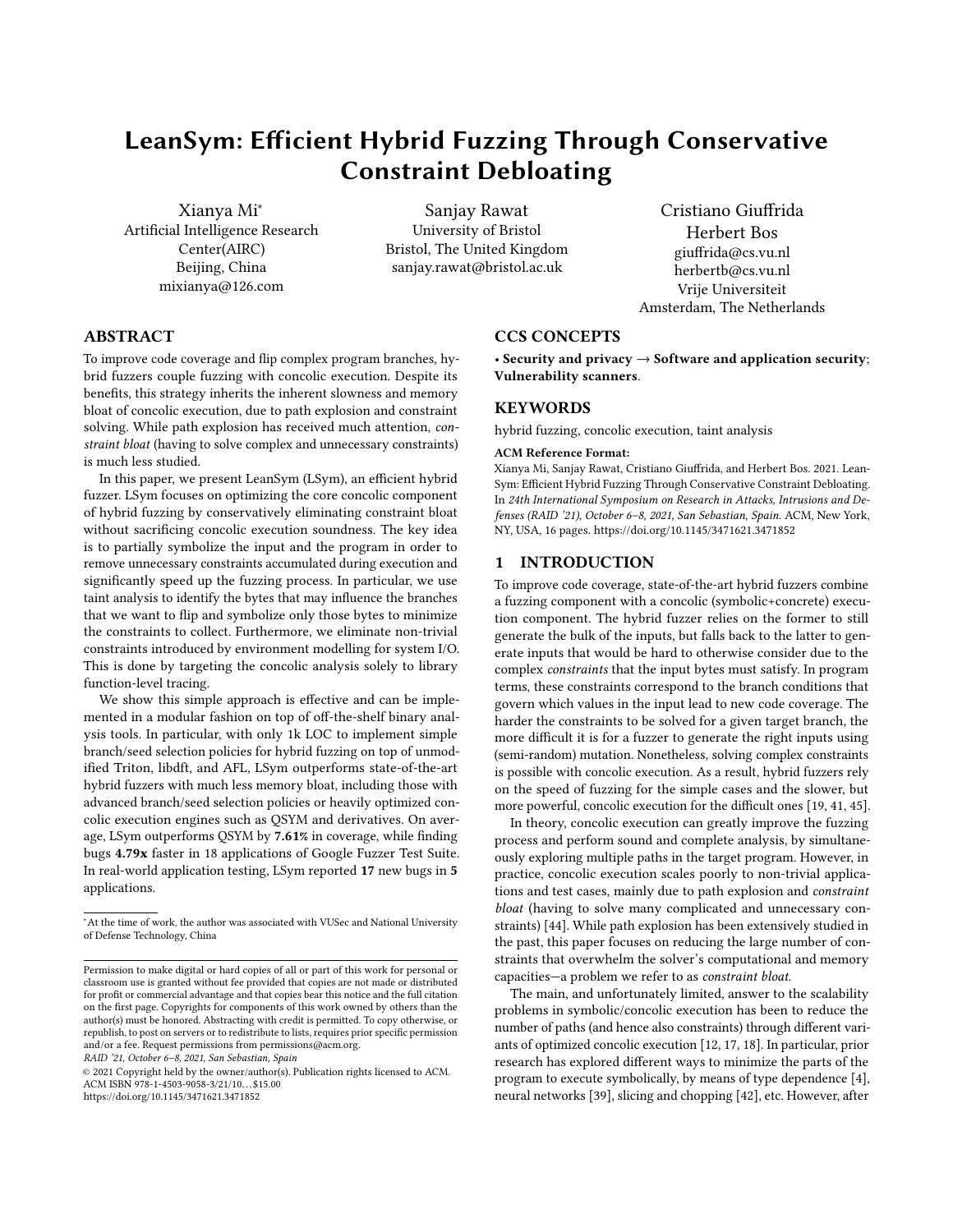# LeanSym: Efficient Hybrid Fuzzing Through Conservative Constraint Debloating

Xianya Mi[*]
Artificial Intelligence Research Center(AIRC)
Beijing, China
mixianya@126.com

Sanjay Rawat
University of Bristol
Bristol, The United Kingdom
sanjay.rawat@bristol.ac.uk

Cristiano Giuffrida
Herbert Bos
giuffrida@cs.vu.nl
herbertb@cs.vu.nl
Vrije Universiteit
Amsterdam, The Netherlands

## ABSTRACT

To improve code coverage and flip complex program branches, hybrid fuzzers couple fuzzing with concolic execution. Despite its benefits, this strategy inherits the inherent slowness and memory bloat of concolic execution, due to path explosion and constraint solving. While path explosion has received much attention, *constraint bloat* (having to solve complex and unnecessary constraints) is much less studied.

In this paper, we present LeanSym (LSym), an efficient hybrid fuzzer. LSym focuses on optimizing the core concolic component of hybrid fuzzing by conservatively eliminating constraint bloat without sacrificing concolic execution soundness. The key idea is to partially symbolize the input and the program in order to remove unnecessary constraints accumulated during execution and significantly speed up the fuzzing process. In particular, we use taint analysis to identify the bytes that may influence the branches that we want to flip and symbolize only those bytes to minimize the constraints to collect. Furthermore, we eliminate non-trivial constraints introduced by environment modelling for system I/O. This is done by targeting the concolic analysis solely to library function-level tracing.

We show this simple approach is effective and can be implemented in a modular fashion on top of off-the-shelf binary analysis tools. In particular, with only 1k LOC to implement simple branch/seed selection policies for hybrid fuzzing on top of unmodified Triton, libdft, and AFL, LSym outperforms state-of-the-art hybrid fuzzers with much less memory bloat, including those with advanced branch/seed selection policies or heavily optimized concolic execution engines such as QSYM and derivatives. On average, LSym outperforms QSYM by **7.61%** in coverage, while finding bugs **4.79x** faster in 18 applications of Google Fuzzer Test Suite. In real-world application testing, LSym reported **17** new bugs in **5** applications.

[*]At the time of work, the author was associated with VUSec and National University of Defense Technology, China

Permission to make digital or hard copies of all or part of this work for personal or classroom use is granted without fee provided that copies are not made or distributed for profit or commercial advantage and that copies bear this notice and the full citation on the first page. Copyrights for components of this work owned by others than the author(s) must be honored. Abstracting with credit is permitted. To copy otherwise, or republish, to post on servers or to redistribute to lists, requires prior specific permission and/or a fee. Request permissions from permissions@acm.org.
*RAID '21, October 6–8, 2021, San Sebastian, Spain*
© 2021 Copyright held by the owner/author(s). Publication rights licensed to ACM.
ACM ISBN 978-1-4503-9058-3/21/10...$15.00
https://doi.org/10.1145/3471621.3471852

## CCS CONCEPTS

• **Security and privacy** → **Software and application security**; **Vulnerability scanners**.

## KEYWORDS

hybrid fuzzing, concolic execution, taint analysis

**ACM Reference Format:**
Xianya Mi, Sanjay Rawat, Cristiano Giuffrida, and Herbert Bos. 2021. LeanSym: Efficient Hybrid Fuzzing Through Conservative Constraint Debloating. In *24th International Symposium on Research in Attacks, Intrusions and Defenses (RAID '21), October 6–8, 2021, San Sebastian, Spain.* ACM, New York, NY, USA, 16 pages. https://doi.org/10.1145/3471621.3471852

## 1 INTRODUCTION

To improve code coverage, state-of-the-art hybrid fuzzers combine a fuzzing component with a concolic (symbolic+concrete) execution component. The hybrid fuzzer relies on the former to still generate the bulk of the inputs, but falls back to the latter to generate inputs that would be hard to otherwise consider due to the complex *constraints* that the input bytes must satisfy. In program terms, these constraints correspond to the branch conditions that govern which values in the input lead to new code coverage. The harder the constraints to be solved for a given target branch, the more difficult it is for a fuzzer to generate the right inputs using (semi-random) mutation. Nonetheless, solving complex constraints is possible with concolic execution. As a result, hybrid fuzzers rely on the speed of fuzzing for the simple cases and the slower, but more powerful, concolic execution for the difficult ones [19, 41, 45].

In theory, concolic execution can greatly improve the fuzzing process and perform sound and complete analysis, by simultaneously exploring multiple paths in the target program. However, in practice, concolic execution scales poorly to non-trivial applications and test cases, mainly due to path explosion and *constraint bloat* (having to solve many complicated and unnecessary constraints) [44]. While path explosion has been extensively studied in the past, this paper focuses on reducing the large number of constraints that overwhelm the solver's computational and memory capacities—a problem we refer to as *constraint bloat*.

The main, and unfortunately limited, answer to the scalability problems in symbolic/concolic execution has been to reduce the number of paths (and hence also constraints) through different variants of optimized concolic execution [12, 17, 18]. In particular, prior research has explored different ways to minimize the parts of the program to execute symbolically, by means of type dependence [4], neural networks [39], slicing and chopping [42], etc. However, after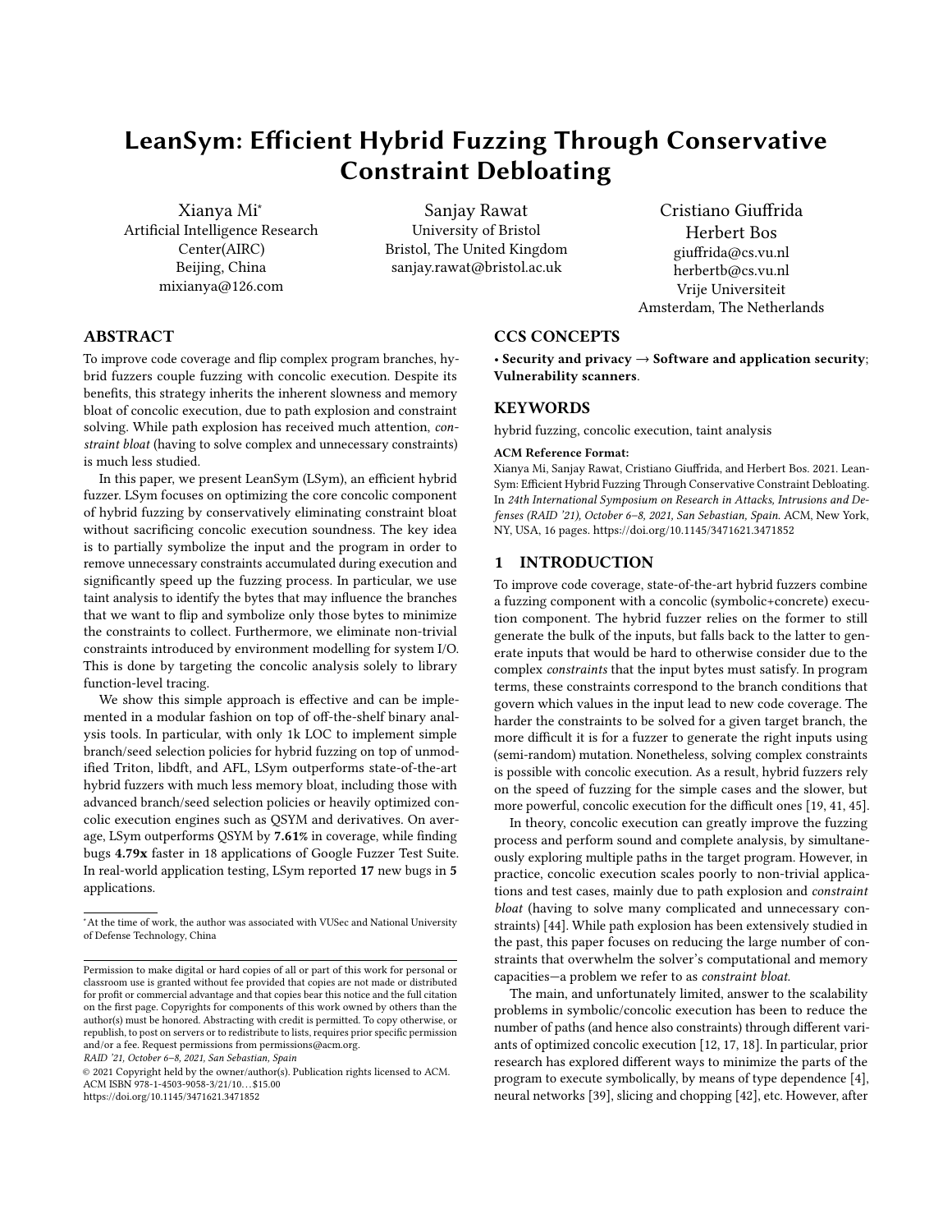# LeanSym: Efficient Hybrid Fuzzing Through Conservative Constraint Debloating

Xianya Mi*
Artificial Intelligence Research Center(AIRC)
Beijing, China
mixianya@126.com

Sanjay Rawat
University of Bristol
Bristol, The United Kingdom
sanjay.rawat@bristol.ac.uk

Cristiano Giuffrida
Herbert Bos
giuffrida@cs.vu.nl
herbertb@cs.vu.nl
Vrije Universiteit
Amsterdam, The Netherlands

## ABSTRACT

To improve code coverage and flip complex program branches, hybrid fuzzers couple fuzzing with concolic execution. Despite its benefits, this strategy inherits the inherent slowness and memory bloat of concolic execution, due to path explosion and constraint solving. While path explosion has received much attention, *constraint bloat* (having to solve complex and unnecessary constraints) is much less studied.

In this paper, we present LeanSym (LSym), an efficient hybrid fuzzer. LSym focuses on optimizing the core concolic component of hybrid fuzzing by conservatively eliminating constraint bloat without sacrificing concolic execution soundness. The key idea is to partially symbolize the input and the program in order to remove unnecessary constraints accumulated during execution and significantly speed up the fuzzing process. In particular, we use taint analysis to identify the bytes that may influence the branches that we want to flip and symbolize only those bytes to minimize the constraints to collect. Furthermore, we eliminate non-trivial constraints introduced by environment modelling for system I/O. This is done by targeting the concolic analysis solely to library function-level tracing.

We show this simple approach is effective and can be implemented in a modular fashion on top of off-the-shelf binary analysis tools. In particular, with only 1k LOC to implement simple branch/seed selection policies for hybrid fuzzing on top of unmodified Triton, libdft, and AFL, LSym outperforms state-of-the-art hybrid fuzzers with much less memory bloat, including those with advanced branch/seed selection policies or heavily optimized concolic execution engines such as QSYM and derivatives. On average, LSym outperforms QSYM by **7.61%** in coverage, while finding bugs **4.79x** faster in 18 applications of Google Fuzzer Test Suite. In real-world application testing, LSym reported **17** new bugs in **5** applications.

## CCS CONCEPTS

• **Security and privacy** → **Software and application security**; **Vulnerability scanners**.

## KEYWORDS

hybrid fuzzing, concolic execution, taint analysis

**ACM Reference Format:**
Xianya Mi, Sanjay Rawat, Cristiano Giuffrida, and Herbert Bos. 2021. LeanSym: Efficient Hybrid Fuzzing Through Conservative Constraint Debloating. In *24th International Symposium on Research in Attacks, Intrusions and Defenses (RAID '21), October 6–8, 2021, San Sebastian, Spain.* ACM, New York, NY, USA, 16 pages. https://doi.org/10.1145/3471621.3471852

## 1 INTRODUCTION

To improve code coverage, state-of-the-art hybrid fuzzers combine a fuzzing component with a concolic (symbolic+concrete) execution component. The hybrid fuzzer relies on the former to still generate the bulk of the inputs, but falls back to the latter to generate inputs that would be hard to otherwise consider due to the complex *constraints* that the input bytes must satisfy. In program terms, these constraints correspond to the branch conditions that govern which values in the input lead to new code coverage. The harder the constraints to be solved for a given target branch, the more difficult it is for a fuzzer to generate the right inputs using (semi-random) mutation. Nonetheless, solving complex constraints is possible with concolic execution. As a result, hybrid fuzzers rely on the speed of fuzzing for the simple cases and the slower, but more powerful, concolic execution for the difficult ones [19, 41, 45].

In theory, concolic execution can greatly improve the fuzzing process and perform sound and complete analysis, by simultaneously exploring multiple paths in the target program. However, in practice, concolic execution scales poorly to non-trivial applications and test cases, mainly due to path explosion and *constraint bloat* (having to solve many complicated and unnecessary constraints) [44]. While path explosion has been extensively studied in the past, this paper focuses on reducing the large number of constraints that overwhelm the solver's computational and memory capacities—a problem we refer to as *constraint bloat*.

The main, and unfortunately limited, answer to the scalability problems in symbolic/concolic execution has been to reduce the number of paths (and hence also constraints) through different variants of optimized concolic execution [12, 17, 18]. In particular, prior research has explored different ways to minimize the parts of the program to execute symbolically, by means of type dependence [4], neural networks [39], slicing and chopping [42], etc. However, after

---

*At the time of work, the author was associated with VUSec and National University of Defense Technology, China

Permission to make digital or hard copies of all or part of this work for personal or classroom use is granted without fee provided that copies are not made or distributed for profit or commercial advantage and that copies bear this notice and the full citation on the first page. Copyrights for components of this work owned by others than the author(s) must be honored. Abstracting with credit is permitted. To copy otherwise, or republish, to post on servers or to redistribute to lists, requires prior specific permission and/or a fee. Request permissions from permissions@acm.org.
*RAID '21, October 6–8, 2021, San Sebastian, Spain*
© 2021 Copyright held by the owner/author(s). Publication rights licensed to ACM.
ACM ISBN 978-1-4503-9058-3/21/10...$15.00
https://doi.org/10.1145/3471621.3471852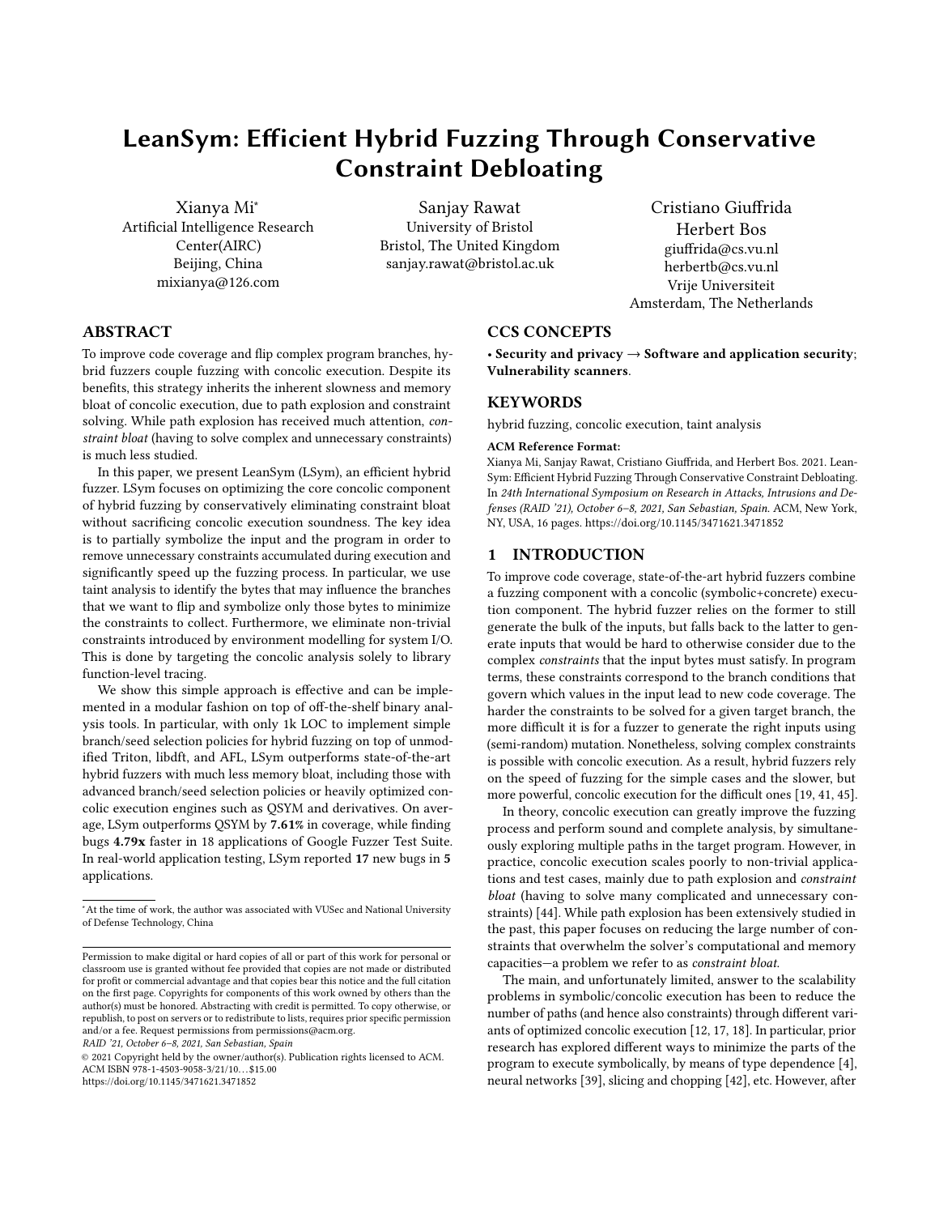# LeanSym: Efficient Hybrid Fuzzing Through Conservative Constraint Debloating

Xianya Mi[*]
Artificial Intelligence Research Center(AIRC)
Beijing, China
mixianya@126.com

Sanjay Rawat
University of Bristol
Bristol, The United Kingdom
sanjay.rawat@bristol.ac.uk

Cristiano Giuffrida
Herbert Bos
giuffrida@cs.vu.nl
herbertb@cs.vu.nl
Vrije Universiteit
Amsterdam, The Netherlands

## ABSTRACT

To improve code coverage and flip complex program branches, hybrid fuzzers couple fuzzing with concolic execution. Despite its benefits, this strategy inherits the inherent slowness and memory bloat of concolic execution, due to path explosion and constraint solving. While path explosion has received much attention, *constraint bloat* (having to solve complex and unnecessary constraints) is much less studied.

In this paper, we present LeanSym (LSym), an efficient hybrid fuzzer. LSym focuses on optimizing the core concolic component of hybrid fuzzing by conservatively eliminating constraint bloat without sacrificing concolic execution soundness. The key idea is to partially symbolize the input and the program in order to remove unnecessary constraints accumulated during execution and significantly speed up the fuzzing process. In particular, we use taint analysis to identify the bytes that may influence the branches that we want to flip and symbolize only those bytes to minimize the constraints to collect. Furthermore, we eliminate non-trivial constraints introduced by environment modelling for system I/O. This is done by targeting the concolic analysis solely to library function-level tracing.

We show this simple approach is effective and can be implemented in a modular fashion on top of off-the-shelf binary analysis tools. In particular, with only 1k LOC to implement simple branch/seed selection policies for hybrid fuzzing on top of unmodified Triton, libdft, and AFL, LSym outperforms state-of-the-art hybrid fuzzers with much less memory bloat, including those with advanced branch/seed selection policies or heavily optimized concolic execution engines such as QSYM and derivatives. On average, LSym outperforms QSYM by **7.61%** in coverage, while finding bugs **4.79x** faster in 18 applications of Google Fuzzer Test Suite. In real-world application testing, LSym reported **17** new bugs in **5** applications.

[*]At the time of work, the author was associated with VUSec and National University of Defense Technology, China

Permission to make digital or hard copies of all or part of this work for personal or classroom use is granted without fee provided that copies are not made or distributed for profit or commercial advantage and that copies bear this notice and the full citation on the first page. Copyrights for components of this work owned by others than the author(s) must be honored. Abstracting with credit is permitted. To copy otherwise, or republish, to post on servers or to redistribute to lists, requires prior specific permission and/or a fee. Request permissions from permissions@acm.org.
*RAID '21, October 6–8, 2021, San Sebastian, Spain*
© 2021 Copyright held by the owner/author(s). Publication rights licensed to ACM.
ACM ISBN 978-1-4503-9058-3/21/10...$15.00
https://doi.org/10.1145/3471621.3471852

## CCS CONCEPTS

• **Security and privacy** → **Software and application security**; **Vulnerability scanners**.

## KEYWORDS

hybrid fuzzing, concolic execution, taint analysis

**ACM Reference Format:**
Xianya Mi, Sanjay Rawat, Cristiano Giuffrida, and Herbert Bos. 2021. LeanSym: Efficient Hybrid Fuzzing Through Conservative Constraint Debloating. In *24th International Symposium on Research in Attacks, Intrusions and Defenses (RAID '21), October 6–8, 2021, San Sebastian, Spain.* ACM, New York, NY, USA, 16 pages. https://doi.org/10.1145/3471621.3471852

## 1 INTRODUCTION

To improve code coverage, state-of-the-art hybrid fuzzers combine a fuzzing component with a concolic (symbolic+concrete) execution component. The hybrid fuzzer relies on the former to still generate the bulk of the inputs, but falls back to the latter to generate inputs that would be hard to otherwise consider due to the complex *constraints* that the input bytes must satisfy. In program terms, these constraints correspond to the branch conditions that govern which values in the input lead to new code coverage. The harder the constraints to be solved for a given target branch, the more difficult it is for a fuzzer to generate the right inputs using (semi-random) mutation. Nonetheless, solving complex constraints is possible with concolic execution. As a result, hybrid fuzzers rely on the speed of fuzzing for the simple cases and the slower, but more powerful, concolic execution for the difficult ones [19, 41, 45].

In theory, concolic execution can greatly improve the fuzzing process and perform sound and complete analysis, by simultaneously exploring multiple paths in the target program. However, in practice, concolic execution scales poorly to non-trivial applications and test cases, mainly due to path explosion and *constraint bloat* (having to solve many complicated and unnecessary constraints) [44]. While path explosion has been extensively studied in the past, this paper focuses on reducing the large number of constraints that overwhelm the solver's computational and memory capacities—a problem we refer to as *constraint bloat*.

The main, and unfortunately limited, answer to the scalability problems in symbolic/concolic execution has been to reduce the number of paths (and hence also constraints) through different variants of optimized concolic execution [12, 17, 18]. In particular, prior research has explored different ways to minimize the parts of the program to execute symbolically, by means of type dependence [4], neural networks [39], slicing and chopping [42], etc. However, after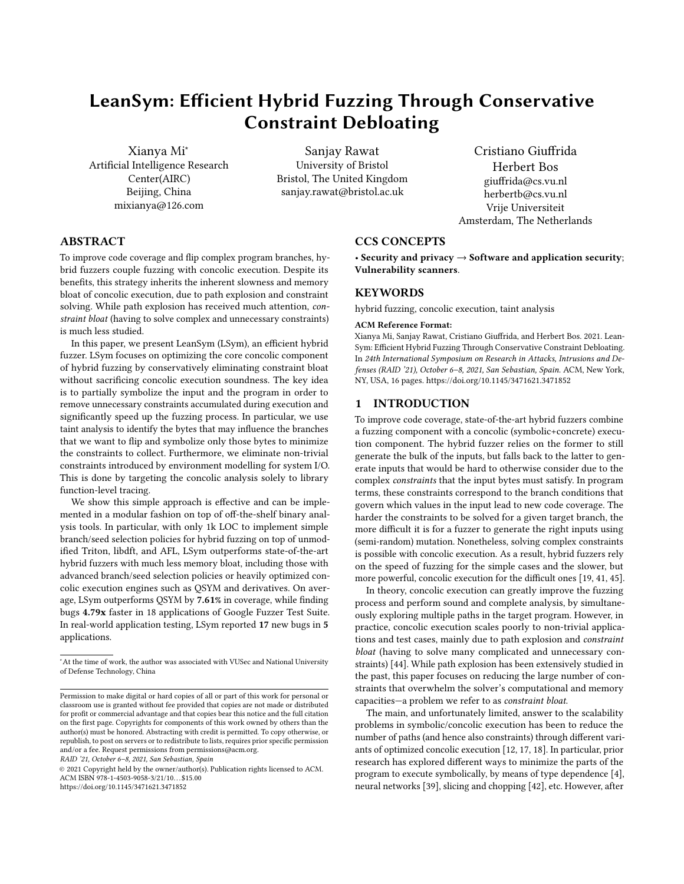# LeanSym: Efficient Hybrid Fuzzing Through Conservative Constraint Debloating

Xianya Mi[*]
Artificial Intelligence Research Center(AIRC)
Beijing, China
mixianya@126.com

Sanjay Rawat
University of Bristol
Bristol, The United Kingdom
sanjay.rawat@bristol.ac.uk

Cristiano Giuffrida
Herbert Bos
giuffrida@cs.vu.nl
herbertb@cs.vu.nl
Vrije Universiteit
Amsterdam, The Netherlands

## ABSTRACT

To improve code coverage and flip complex program branches, hybrid fuzzers couple fuzzing with concolic execution. Despite its benefits, this strategy inherits the inherent slowness and memory bloat of concolic execution, due to path explosion and constraint solving. While path explosion has received much attention, *constraint bloat* (having to solve complex and unnecessary constraints) is much less studied.

In this paper, we present LeanSym (LSym), an efficient hybrid fuzzer. LSym focuses on optimizing the core concolic component of hybrid fuzzing by conservatively eliminating constraint bloat without sacrificing concolic execution soundness. The key idea is to partially symbolize the input and the program in order to remove unnecessary constraints accumulated during execution and significantly speed up the fuzzing process. In particular, we use taint analysis to identify the bytes that may influence the branches that we want to flip and symbolize only those bytes to minimize the constraints to collect. Furthermore, we eliminate non-trivial constraints introduced by environment modelling for system I/O. This is done by targeting the concolic analysis solely to library function-level tracing.

We show this simple approach is effective and can be implemented in a modular fashion on top of off-the-shelf binary analysis tools. In particular, with only 1k LOC to implement simple branch/seed selection policies for hybrid fuzzing on top of unmodified Triton, libdft, and AFL, LSym outperforms state-of-the-art hybrid fuzzers with much less memory bloat, including those with advanced branch/seed selection policies or heavily optimized concolic execution engines such as QSYM and derivatives. On average, LSym outperforms QSYM by **7.61%** in coverage, while finding bugs **4.79x** faster in 18 applications of Google Fuzzer Test Suite. In real-world application testing, LSym reported **17** new bugs in **5** applications.

[*]At the time of work, the author was associated with VUSec and National University of Defense Technology, China

Permission to make digital or hard copies of all or part of this work for personal or classroom use is granted without fee provided that copies are not made or distributed for profit or commercial advantage and that copies bear this notice and the full citation on the first page. Copyrights for components of this work owned by others than the author(s) must be honored. Abstracting with credit is permitted. To copy otherwise, or republish, to post on servers or to redistribute to lists, requires prior specific permission and/or a fee. Request permissions from permissions@acm.org.
*RAID '21, October 6–8, 2021, San Sebastian, Spain*
© 2021 Copyright held by the owner/author(s). Publication rights licensed to ACM.
ACM ISBN 978-1-4503-9058-3/21/10...$15.00
https://doi.org/10.1145/3471621.3471852

## CCS CONCEPTS

• **Security and privacy** → **Software and application security**; **Vulnerability scanners**.

## KEYWORDS

hybrid fuzzing, concolic execution, taint analysis

**ACM Reference Format:**
Xianya Mi, Sanjay Rawat, Cristiano Giuffrida, and Herbert Bos. 2021. LeanSym: Efficient Hybrid Fuzzing Through Conservative Constraint Debloating. In *24th International Symposium on Research in Attacks, Intrusions and Defenses (RAID '21), October 6–8, 2021, San Sebastian, Spain.* ACM, New York, NY, USA, 16 pages. https://doi.org/10.1145/3471621.3471852

## 1 INTRODUCTION

To improve code coverage, state-of-the-art hybrid fuzzers combine a fuzzing component with a concolic (symbolic+concrete) execution component. The hybrid fuzzer relies on the former to still generate the bulk of the inputs, but falls back to the latter to generate inputs that would be hard to otherwise consider due to the complex *constraints* that the input bytes must satisfy. In program terms, these constraints correspond to the branch conditions that govern which values in the input lead to new code coverage. The harder the constraints to be solved for a given target branch, the more difficult it is for a fuzzer to generate the right inputs using (semi-random) mutation. Nonetheless, solving complex constraints is possible with concolic execution. As a result, hybrid fuzzers rely on the speed of fuzzing for the simple cases and the slower, but more powerful, concolic execution for the difficult ones [19, 41, 45].

In theory, concolic execution can greatly improve the fuzzing process and perform sound and complete analysis, by simultaneously exploring multiple paths in the target program. However, in practice, concolic execution scales poorly to non-trivial applications and test cases, mainly due to path explosion and *constraint bloat* (having to solve many complicated and unnecessary constraints) [44]. While path explosion has been extensively studied in the past, this paper focuses on reducing the large number of constraints that overwhelm the solver's computational and memory capacities—a problem we refer to as *constraint bloat*.

The main, and unfortunately limited, answer to the scalability problems in symbolic/concolic execution has been to reduce the number of paths (and hence also constraints) through different variants of optimized concolic execution [12, 17, 18]. In particular, prior research has explored different ways to minimize the parts of the program to execute symbolically, by means of type dependence [4], neural networks [39], slicing and chopping [42], etc. However, after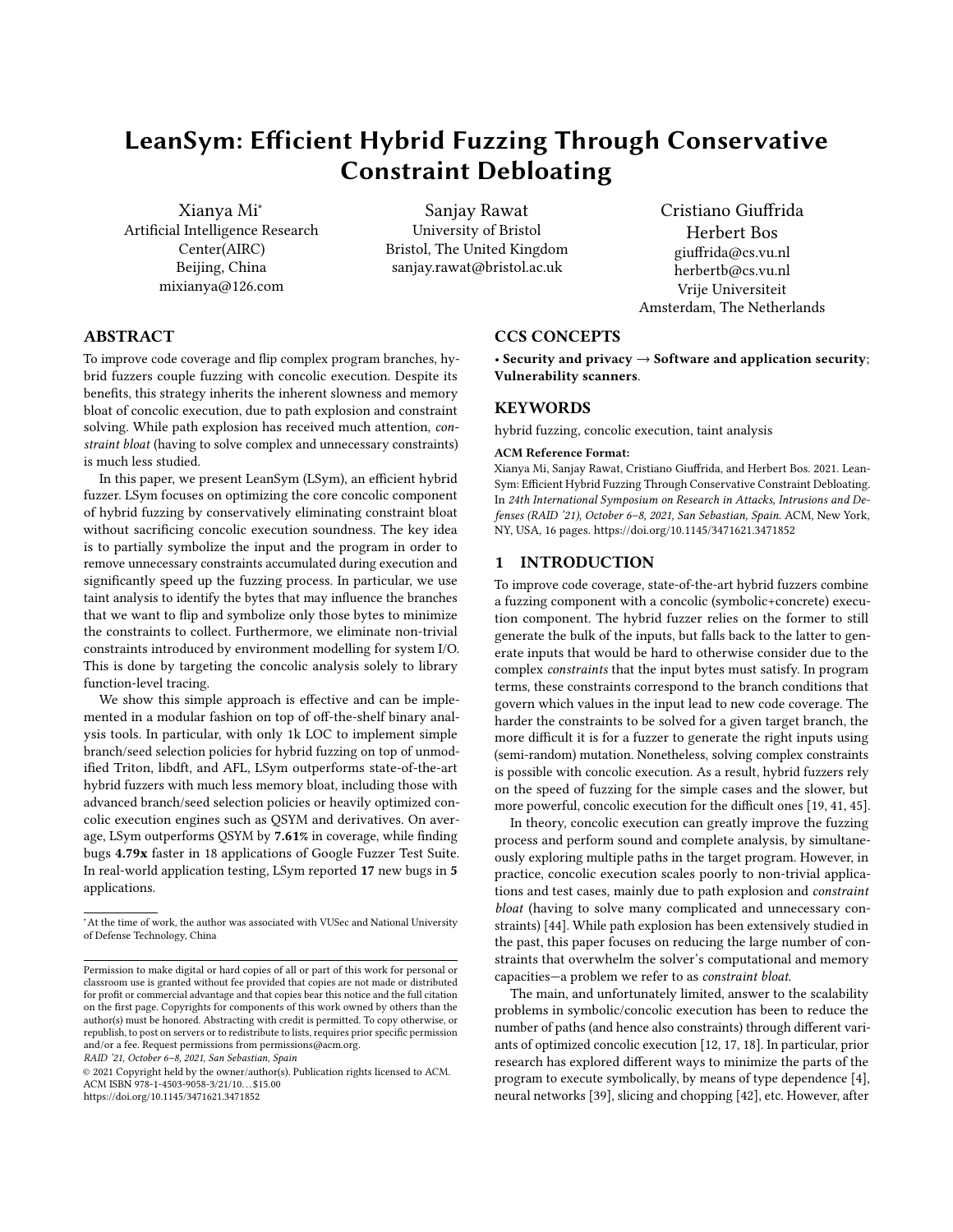# LeanSym: Efficient Hybrid Fuzzing Through Conservative Constraint Debloating

Xianya Mi*
Artificial Intelligence Research Center(AIRC)
Beijing, China
mixianya@126.com

Sanjay Rawat
University of Bristol
Bristol, The United Kingdom
sanjay.rawat@bristol.ac.uk

Cristiano Giuffrida
Herbert Bos
giuffrida@cs.vu.nl
herbertb@cs.vu.nl
Vrije Universiteit
Amsterdam, The Netherlands

## ABSTRACT

To improve code coverage and flip complex program branches, hybrid fuzzers couple fuzzing with concolic execution. Despite its benefits, this strategy inherits the inherent slowness and memory bloat of concolic execution, due to path explosion and constraint solving. While path explosion has received much attention, *constraint bloat* (having to solve complex and unnecessary constraints) is much less studied.

In this paper, we present LeanSym (LSym), an efficient hybrid fuzzer. LSym focuses on optimizing the core concolic component of hybrid fuzzing by conservatively eliminating constraint bloat without sacrificing concolic execution soundness. The key idea is to partially symbolize the input and the program in order to remove unnecessary constraints accumulated during execution and significantly speed up the fuzzing process. In particular, we use taint analysis to identify the bytes that may influence the branches that we want to flip and symbolize only those bytes to minimize the constraints to collect. Furthermore, we eliminate non-trivial constraints introduced by environment modelling for system I/O. This is done by targeting the concolic analysis solely to library function-level tracing.

We show this simple approach is effective and can be implemented in a modular fashion on top of off-the-shelf binary analysis tools. In particular, with only 1k LOC to implement simple branch/seed selection policies for hybrid fuzzing on top of unmodified Triton, libdft, and AFL, LSym outperforms state-of-the-art hybrid fuzzers with much less memory bloat, including those with advanced branch/seed selection policies or heavily optimized concolic execution engines such as QSYM and derivatives. On average, LSym outperforms QSYM by **7.61%** in coverage, while finding bugs **4.79x** faster in 18 applications of Google Fuzzer Test Suite. In real-world application testing, LSym reported **17** new bugs in **5** applications.

*At the time of work, the author was associated with VUSec and National University of Defense Technology, China

Permission to make digital or hard copies of all or part of this work for personal or classroom use is granted without fee provided that copies are not made or distributed for profit or commercial advantage and that copies bear this notice and the full citation on the first page. Copyrights for components of this work owned by others than the author(s) must be honored. Abstracting with credit is permitted. To copy otherwise, or republish, to post on servers or to redistribute to lists, requires prior specific permission and/or a fee. Request permissions from permissions@acm.org.
*RAID '21, October 6–8, 2021, San Sebastian, Spain*
© 2021 Copyright held by the owner/author(s). Publication rights licensed to ACM.
ACM ISBN 978-1-4503-9058-3/21/10...$15.00
https://doi.org/10.1145/3471621.3471852

## CCS CONCEPTS

• **Security and privacy** → **Software and application security**; **Vulnerability scanners**.

## KEYWORDS

hybrid fuzzing, concolic execution, taint analysis

**ACM Reference Format:**
Xianya Mi, Sanjay Rawat, Cristiano Giuffrida, and Herbert Bos. 2021. LeanSym: Efficient Hybrid Fuzzing Through Conservative Constraint Debloating. In *24th International Symposium on Research in Attacks, Intrusions and Defenses (RAID '21), October 6–8, 2021, San Sebastian, Spain.* ACM, New York, NY, USA, 16 pages. https://doi.org/10.1145/3471621.3471852

## 1 INTRODUCTION

To improve code coverage, state-of-the-art hybrid fuzzers combine a fuzzing component with a concolic (symbolic+concrete) execution component. The hybrid fuzzer relies on the former to still generate the bulk of the inputs, but falls back to the latter to generate inputs that would be hard to otherwise consider due to the complex *constraints* that the input bytes must satisfy. In program terms, these constraints correspond to the branch conditions that govern which values in the input lead to new code coverage. The harder the constraints to be solved for a given target branch, the more difficult it is for a fuzzer to generate the right inputs using (semi-random) mutation. Nonetheless, solving complex constraints is possible with concolic execution. As a result, hybrid fuzzers rely on the speed of fuzzing for the simple cases and the slower, but more powerful, concolic execution for the difficult ones [19, 41, 45].

In theory, concolic execution can greatly improve the fuzzing process and perform sound and complete analysis, by simultaneously exploring multiple paths in the target program. However, in practice, concolic execution scales poorly to non-trivial applications and test cases, mainly due to path explosion and *constraint bloat* (having to solve many complicated and unnecessary constraints) [44]. While path explosion has been extensively studied in the past, this paper focuses on reducing the large number of constraints that overwhelm the solver's computational and memory capacities—a problem we refer to as *constraint bloat*.

The main, and unfortunately limited, answer to the scalability problems in symbolic/concolic execution has been to reduce the number of paths (and hence also constraints) through different variants of optimized concolic execution [12, 17, 18]. In particular, prior research has explored different ways to minimize the parts of the program to execute symbolically, by means of type dependence [4], neural networks [39], slicing and chopping [42], etc. However, after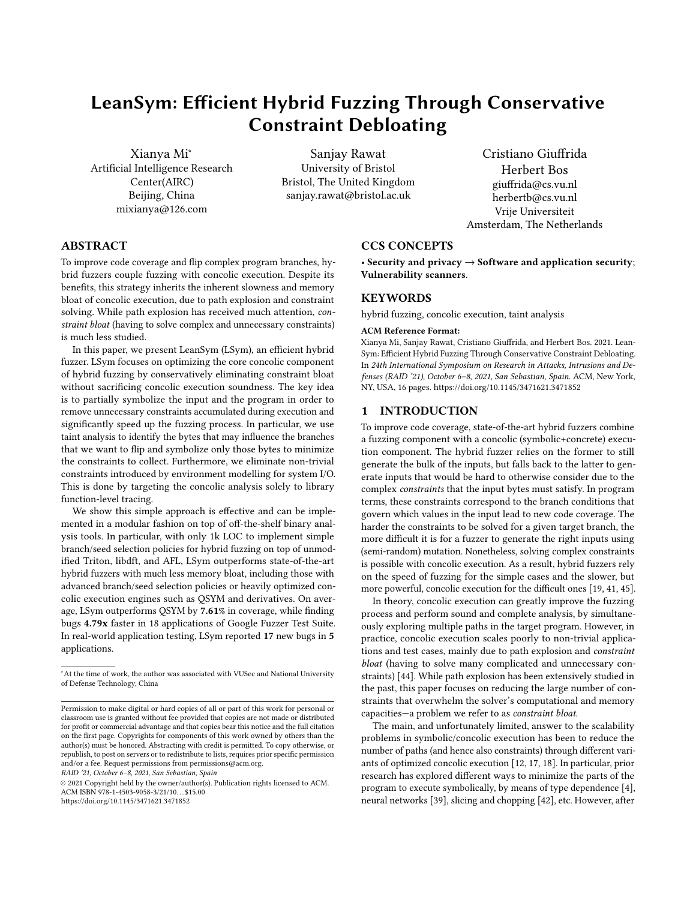# LeanSym: Efficient Hybrid Fuzzing Through Conservative Constraint Debloating

Xianya Mi[*]
Artificial Intelligence Research Center(AIRC)
Beijing, China
mixianya@126.com

Sanjay Rawat
University of Bristol
Bristol, The United Kingdom
sanjay.rawat@bristol.ac.uk

Cristiano Giuffrida
Herbert Bos
giuffrida@cs.vu.nl
herbertb@cs.vu.nl
Vrije Universiteit
Amsterdam, The Netherlands

## ABSTRACT

To improve code coverage and flip complex program branches, hybrid fuzzers couple fuzzing with concolic execution. Despite its benefits, this strategy inherits the inherent slowness and memory bloat of concolic execution, due to path explosion and constraint solving. While path explosion has received much attention, *constraint bloat* (having to solve complex and unnecessary constraints) is much less studied.

In this paper, we present LeanSym (LSym), an efficient hybrid fuzzer. LSym focuses on optimizing the core concolic component of hybrid fuzzing by conservatively eliminating constraint bloat without sacrificing concolic execution soundness. The key idea is to partially symbolize the input and the program in order to remove unnecessary constraints accumulated during execution and significantly speed up the fuzzing process. In particular, we use taint analysis to identify the bytes that may influence the branches that we want to flip and symbolize only those bytes to minimize the constraints to collect. Furthermore, we eliminate non-trivial constraints introduced by environment modelling for system I/O. This is done by targeting the concolic analysis solely to library function-level tracing.

We show this simple approach is effective and can be implemented in a modular fashion on top of off-the-shelf binary analysis tools. In particular, with only 1k LOC to implement simple branch/seed selection policies for hybrid fuzzing on top of unmodified Triton, libdft, and AFL, LSym outperforms state-of-the-art hybrid fuzzers with much less memory bloat, including those with advanced branch/seed selection policies or heavily optimized concolic execution engines such as QSYM and derivatives. On average, LSym outperforms QSYM by **7.61%** in coverage, while finding bugs **4.79x** faster in 18 applications of Google Fuzzer Test Suite. In real-world application testing, LSym reported **17** new bugs in **5** applications.

[*]At the time of work, the author was associated with VUSec and National University of Defense Technology, China

Permission to make digital or hard copies of all or part of this work for personal or classroom use is granted without fee provided that copies are not made or distributed for profit or commercial advantage and that copies bear this notice and the full citation on the first page. Copyrights for components of this work owned by others than the author(s) must be honored. Abstracting with credit is permitted. To copy otherwise, or republish, to post on servers or to redistribute to lists, requires prior specific permission and/or a fee. Request permissions from permissions@acm.org.
*RAID '21, October 6–8, 2021, San Sebastian, Spain*
© 2021 Copyright held by the owner/author(s). Publication rights licensed to ACM.
ACM ISBN 978-1-4503-9058-3/21/10...$15.00
https://doi.org/10.1145/3471621.3471852

## CCS CONCEPTS

• **Security and privacy** → **Software and application security**; **Vulnerability scanners**.

## KEYWORDS

hybrid fuzzing, concolic execution, taint analysis

**ACM Reference Format:**
Xianya Mi, Sanjay Rawat, Cristiano Giuffrida, and Herbert Bos. 2021. LeanSym: Efficient Hybrid Fuzzing Through Conservative Constraint Debloating. In *24th International Symposium on Research in Attacks, Intrusions and Defenses (RAID '21), October 6–8, 2021, San Sebastian, Spain.* ACM, New York, NY, USA, 16 pages. https://doi.org/10.1145/3471621.3471852

## 1 INTRODUCTION

To improve code coverage, state-of-the-art hybrid fuzzers combine a fuzzing component with a concolic (symbolic+concrete) execution component. The hybrid fuzzer relies on the former to still generate the bulk of the inputs, but falls back to the latter to generate inputs that would be hard to otherwise consider due to the complex *constraints* that the input bytes must satisfy. In program terms, these constraints correspond to the branch conditions that govern which values in the input lead to new code coverage. The harder the constraints to be solved for a given target branch, the more difficult it is for a fuzzer to generate the right inputs using (semi-random) mutation. Nonetheless, solving complex constraints is possible with concolic execution. As a result, hybrid fuzzers rely on the speed of fuzzing for the simple cases and the slower, but more powerful, concolic execution for the difficult ones [19, 41, 45].

In theory, concolic execution can greatly improve the fuzzing process and perform sound and complete analysis, by simultaneously exploring multiple paths in the target program. However, in practice, concolic execution scales poorly to non-trivial applications and test cases, mainly due to path explosion and *constraint bloat* (having to solve many complicated and unnecessary constraints) [44]. While path explosion has been extensively studied in the past, this paper focuses on reducing the large number of constraints that overwhelm the solver's computational and memory capacities—a problem we refer to as *constraint bloat*.

The main, and unfortunately limited, answer to the scalability problems in symbolic/concolic execution has been to reduce the number of paths (and hence also constraints) through different variants of optimized concolic execution [12, 17, 18]. In particular, prior research has explored different ways to minimize the parts of the program to execute symbolically, by means of type dependence [4], neural networks [39], slicing and chopping [42], etc. However, after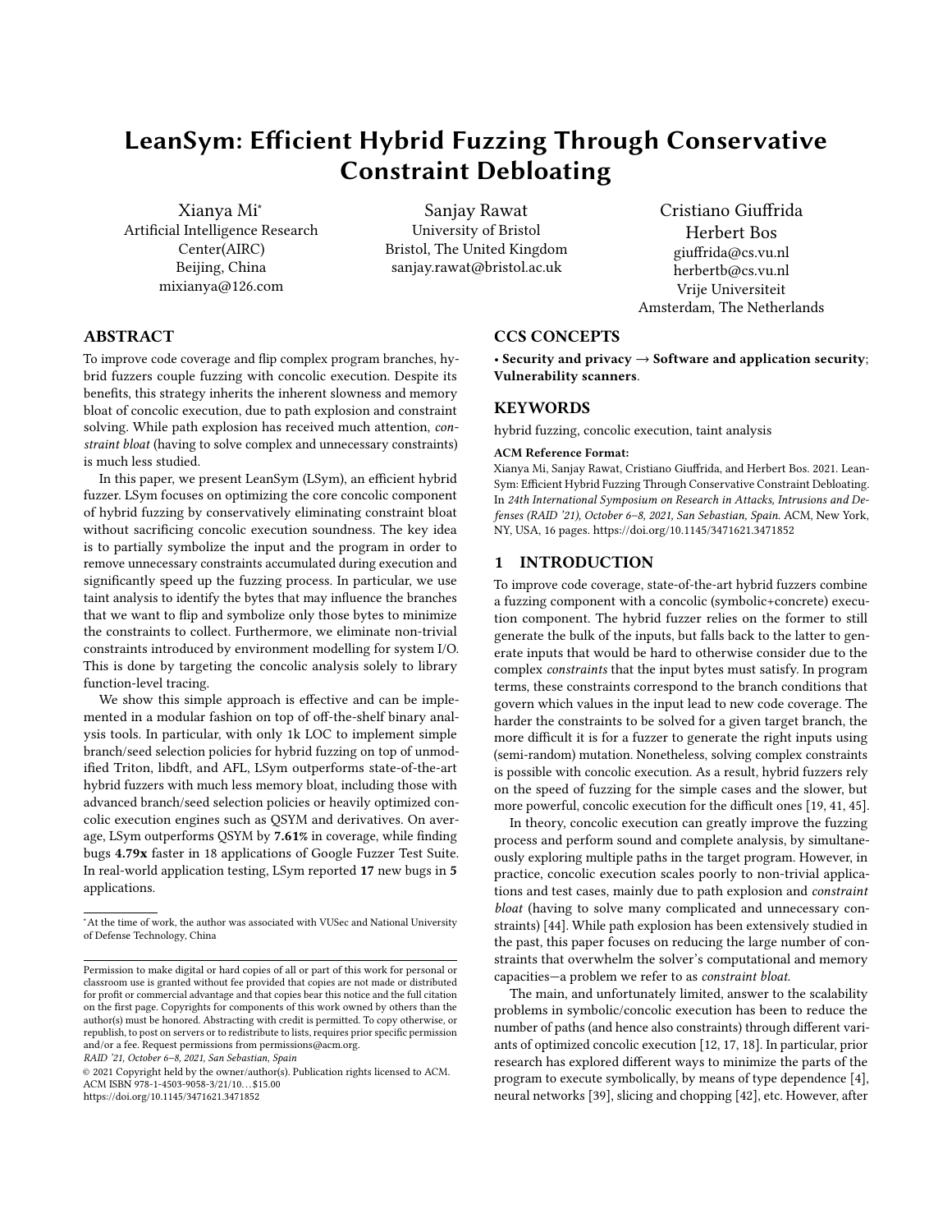# LeanSym: Efficient Hybrid Fuzzing Through Conservative Constraint Debloating

Xianya Mi[*]
Artificial Intelligence Research Center(AIRC)
Beijing, China
mixianya@126.com

Sanjay Rawat
University of Bristol
Bristol, The United Kingdom
sanjay.rawat@bristol.ac.uk

Cristiano Giuffrida
Herbert Bos
giuffrida@cs.vu.nl
herbertb@cs.vu.nl
Vrije Universiteit
Amsterdam, The Netherlands

## ABSTRACT

To improve code coverage and flip complex program branches, hybrid fuzzers couple fuzzing with concolic execution. Despite its benefits, this strategy inherits the inherent slowness and memory bloat of concolic execution, due to path explosion and constraint solving. While path explosion has received much attention, *constraint bloat* (having to solve complex and unnecessary constraints) is much less studied.

In this paper, we present LeanSym (LSym), an efficient hybrid fuzzer. LSym focuses on optimizing the core concolic component of hybrid fuzzing by conservatively eliminating constraint bloat without sacrificing concolic execution soundness. The key idea is to partially symbolize the input and the program in order to remove unnecessary constraints accumulated during execution and significantly speed up the fuzzing process. In particular, we use taint analysis to identify the bytes that may influence the branches that we want to flip and symbolize only those bytes to minimize the constraints to collect. Furthermore, we eliminate non-trivial constraints introduced by environment modelling for system I/O. This is done by targeting the concolic analysis solely to library function-level tracing.

We show this simple approach is effective and can be implemented in a modular fashion on top of off-the-shelf binary analysis tools. In particular, with only 1k LOC to implement simple branch/seed selection policies for hybrid fuzzing on top of unmodified Triton, libdft, and AFL, LSym outperforms state-of-the-art hybrid fuzzers with much less memory bloat, including those with advanced branch/seed selection policies or heavily optimized concolic execution engines such as QSYM and derivatives. On average, LSym outperforms QSYM by **7.61%** in coverage, while finding bugs **4.79x** faster in 18 applications of Google Fuzzer Test Suite. In real-world application testing, LSym reported **17** new bugs in **5** applications.

[*]At the time of work, the author was associated with VUSec and National University of Defense Technology, China

Permission to make digital or hard copies of all or part of this work for personal or classroom use is granted without fee provided that copies are not made or distributed for profit or commercial advantage and that copies bear this notice and the full citation on the first page. Copyrights for components of this work owned by others than the author(s) must be honored. Abstracting with credit is permitted. To copy otherwise, or republish, to post on servers or to redistribute to lists, requires prior specific permission and/or a fee. Request permissions from permissions@acm.org.
*RAID '21, October 6–8, 2021, San Sebastian, Spain*
© 2021 Copyright held by the owner/author(s). Publication rights licensed to ACM.
ACM ISBN 978-1-4503-9058-3/21/10…$15.00
https://doi.org/10.1145/3471621.3471852

## CCS CONCEPTS

• **Security and privacy** → **Software and application security**; **Vulnerability scanners**.

## KEYWORDS

hybrid fuzzing, concolic execution, taint analysis

**ACM Reference Format:**
Xianya Mi, Sanjay Rawat, Cristiano Giuffrida, and Herbert Bos. 2021. LeanSym: Efficient Hybrid Fuzzing Through Conservative Constraint Debloating. In *24th International Symposium on Research in Attacks, Intrusions and Defenses (RAID '21), October 6–8, 2021, San Sebastian, Spain.* ACM, New York, NY, USA, 16 pages. https://doi.org/10.1145/3471621.3471852

## 1 INTRODUCTION

To improve code coverage, state-of-the-art hybrid fuzzers combine a fuzzing component with a concolic (symbolic+concrete) execution component. The hybrid fuzzer relies on the former to still generate the bulk of the inputs, but falls back to the latter to generate inputs that would be hard to otherwise consider due to the complex *constraints* that the input bytes must satisfy. In program terms, these constraints correspond to the branch conditions that govern which values in the input lead to new code coverage. The harder the constraints to be solved for a given target branch, the more difficult it is for a fuzzer to generate the right inputs using (semi-random) mutation. Nonetheless, solving complex constraints is possible with concolic execution. As a result, hybrid fuzzers rely on the speed of fuzzing for the simple cases and the slower, but more powerful, concolic execution for the difficult ones [19, 41, 45].

In theory, concolic execution can greatly improve the fuzzing process and perform sound and complete analysis, by simultaneously exploring multiple paths in the target program. However, in practice, concolic execution scales poorly to non-trivial applications and test cases, mainly due to path explosion and *constraint bloat* (having to solve many complicated and unnecessary constraints) [44]. While path explosion has been extensively studied in the past, this paper focuses on reducing the large number of constraints that overwhelm the solver's computational and memory capacities—a problem we refer to as *constraint bloat*.

The main, and unfortunately limited, answer to the scalability problems in symbolic/concolic execution has been to reduce the number of paths (and hence also constraints) through different variants of optimized concolic execution [12, 17, 18]. In particular, prior research has explored different ways to minimize the parts of the program to execute symbolically, by means of type dependence [4], neural networks [39], slicing and chopping [42], etc. However, after